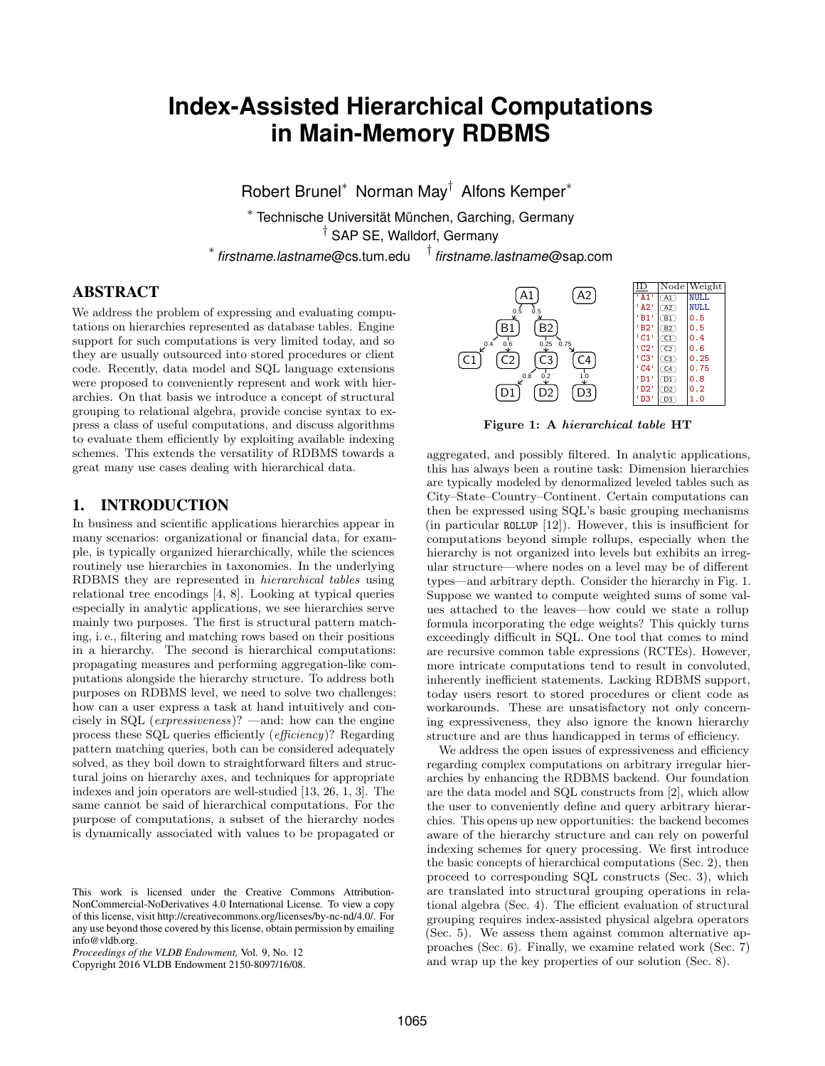# Index-Assisted Hierarchical Computations in Main-Memory RDBMS

Robert Brunel* Norman May† Alfons Kemper*

* Technische Universität München, Garching, Germany
† SAP SE, Walldorf, Germany
* *firstname.lastname*@cs.tum.edu † *firstname.lastname*@sap.com

## ABSTRACT

We address the problem of expressing and evaluating computations on hierarchies represented as database tables. Engine support for such computations is very limited today, and so they are usually outsourced into stored procedures or client code. Recently, data model and SQL language extensions were proposed to conveniently represent and work with hierarchies. On that basis we introduce a concept of structural grouping to relational algebra, provide concise syntax to express a class of useful computations, and discuss algorithms to evaluate them efficiently by exploiting available indexing schemes. This extends the versatility of RDBMS towards a great many use cases dealing with hierarchical data.

## 1. INTRODUCTION

In business and scientific applications hierarchies appear in many scenarios: organizational or financial data, for example, is typically organized hierarchically, while the sciences routinely use hierarchies in taxonomies. In the underlying RDBMS they are represented in *hierarchical tables* using relational tree encodings [4, 8]. Looking at typical queries especially in analytic applications, we see hierarchies serve mainly two purposes. The first is structural pattern matching, i. e., filtering and matching rows based on their positions in a hierarchy. The second is hierarchical computations: propagating measures and performing aggregation-like computations alongside the hierarchy structure. To address both purposes on RDBMS level, we need to solve two challenges: how can a user express a task at hand intuitively and concisely in SQL (*expressiveness*)? —and: how can the engine process these SQL queries efficiently (*efficiency*)? Regarding pattern matching queries, both can be considered adequately solved, as they boil down to straightforward filters and structural joins on hierarchy axes, and techniques for appropriate indexes and join operators are well-studied [13, 26, 1, 3]. The same cannot be said of hierarchical computations. For the purpose of computations, a subset of the hierarchy nodes is dynamically associated with values to be propagated or

| ID | Node | Weight |
|---|---|---|
| 'A1' | A1 | NULL |
| 'A2' | A2 | NULL |
| 'B1' | B1 | 0.5 |
| 'B2' | B2 | 0.5 |
| 'C1' | C1 | 0.4 |
| 'C2' | C2 | 0.6 |
| 'C3' | C3 | 0.25 |
| 'C4' | C4 | 0.75 |
| 'D1' | D1 | 0.8 |
| 'D2' | D2 | 0.2 |
| 'D3' | D3 | 1.0 |

**Figure 1: A *hierarchical table* HT**

aggregated, and possibly filtered. In analytic applications, this has always been a routine task: Dimension hierarchies are typically modeled by denormalized leveled tables such as City–State–Country–Continent. Certain computations can then be expressed using SQL's basic grouping mechanisms (in particular ROLLUP [12]). However, this is insufficient for computations beyond simple rollups, especially when the hierarchy is not organized into levels but exhibits an irregular structure—where nodes on a level may be of different types—and arbitrary depth. Consider the hierarchy in Fig. 1. Suppose we wanted to compute weighted sums of some values attached to the leaves—how could we state a rollup formula incorporating the edge weights? This quickly turns exceedingly difficult in SQL. One tool that comes to mind are recursive common table expressions (RCTEs). However, more intricate computations tend to result in convoluted, inherently inefficient statements. Lacking RDBMS support, today users resort to stored procedures or client code as workarounds. These are unsatisfactory not only concerning expressiveness, they also ignore the known hierarchy structure and are thus handicapped in terms of efficiency.

We address the open issues of expressiveness and efficiency regarding complex computations on arbitrary irregular hierarchies by enhancing the RDBMS backend. Our foundation are the data model and SQL constructs from [2], which allow the user to conveniently define and query arbitrary hierarchies. This opens up new opportunities: the backend becomes aware of the hierarchy structure and can rely on powerful indexing schemes for query processing. We first introduce the basic concepts of hierarchical computations (Sec. 2), then proceed to corresponding SQL constructs (Sec. 3), which are translated into structural grouping operations in relational algebra (Sec. 4). The efficient evaluation of structural grouping requires index-assisted physical algebra operators (Sec. 5). We assess them against common alternative approaches (Sec. 6). Finally, we examine related work (Sec. 7) and wrap up the key properties of our solution (Sec. 8).

This work is licensed under the Creative Commons Attribution-NonCommercial-NoDerivatives 4.0 International License. To view a copy of this license, visit http://creativecommons.org/licenses/by-nc-nd/4.0/. For any use beyond those covered by this license, obtain permission by emailing info@vldb.org.
*Proceedings of the VLDB Endowment,* Vol. 9, No. 12
Copyright 2016 VLDB Endowment 2150-8097/16/08.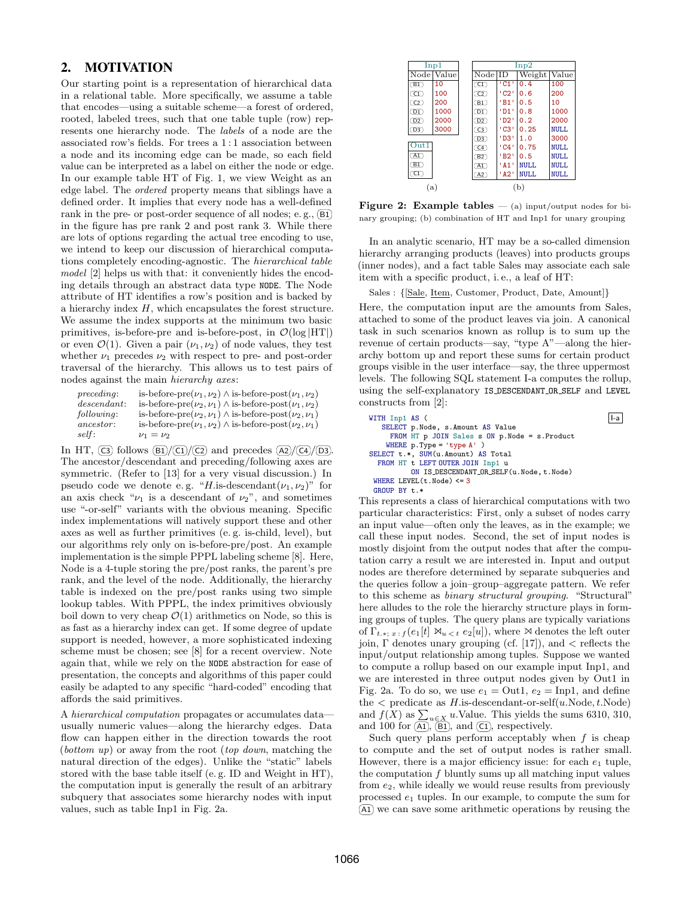## 2. MOTIVATION

Our starting point is a representation of hierarchical data in a relational table. More specifically, we assume a table that encodes—using a suitable scheme—a forest of ordered, rooted, labeled trees, such that one table tuple (row) represents one hierarchy node. The *labels* of a node are the associated row's fields. For trees a 1 : 1 association between a node and its incoming edge can be made, so each field value can be interpreted as a label on either the node or edge. In our example table HT of Fig. 1, we view Weight as an edge label. The *ordered* property means that siblings have a defined order. It implies that every node has a well-defined rank in the pre- or post-order sequence of all nodes; e. g., (B1) in the figure has pre rank 2 and post rank 3. While there are lots of options regarding the actual tree encoding to use, we intend to keep our discussion of hierarchical computations completely encoding-agnostic. The *hierarchical table model* [2] helps us with that: it conveniently hides the encoding details through an abstract data type NODE. The Node attribute of HT identifies a row's position and is backed by a hierarchy index $H$, which encapsulates the forest structure. We assume the index supports at the minimum two basic primitives, is-before-pre and is-before-post, in $\mathcal{O}(\log |\text{HT}|)$ or even $\mathcal{O}(1)$. Given a pair $(\nu_1, \nu_2)$ of node values, they test whether $\nu_1$ precedes $\nu_2$ with respect to pre- and post-order traversal of the hierarchy. This allows us to test pairs of nodes against the main *hierarchy axes*:

| | |
|---|---|
| *preceding*: | is-before-pre$(\nu_1, \nu_2)$ $\wedge$ is-before-post$(\nu_1, \nu_2)$ |
| *descendant*: | is-before-pre$(\nu_2, \nu_1)$ $\wedge$ is-before-post$(\nu_1, \nu_2)$ |
| *following*: | is-before-pre$(\nu_2, \nu_1)$ $\wedge$ is-before-post$(\nu_2, \nu_1)$ |
| *ancestor*: | is-before-pre$(\nu_1, \nu_2)$ $\wedge$ is-before-post$(\nu_2, \nu_1)$ |
| *self*: | $\nu_1 = \nu_2$ |

In HT, (C3) follows (B1)/(C1)/(C2) and precedes (A2)/(C4)/(D3). The ancestor/descendant and preceding/following axes are symmetric. (Refer to [13] for a very visual discussion.) In pseudo code we denote e. g. "$H$.is-descendant$(\nu_1, \nu_2)$" for an axis check "$\nu_1$ is a descendant of $\nu_2$", and sometimes use "-or-self" variants with the obvious meaning. Specific index implementations will natively support these and other axes as well as further primitives (e. g. is-child, level), but our algorithms rely only on is-before-pre/post. An example implementation is the simple PPPL labeling scheme [8]. Here, Node is a 4-tuple storing the pre/post ranks, the parent's pre rank, and the level of the node. Additionally, the hierarchy table is indexed on the pre/post ranks using two simple lookup tables. With PPPL, the index primitives obviously boil down to very cheap $\mathcal{O}(1)$ arithmetics on Node, so this is as fast as a hierarchy index can get. If some degree of update support is needed, however, a more sophisticated indexing scheme must be chosen; see [8] for a recent overview. Note again that, while we rely on the NODE abstraction for ease of presentation, the concepts and algorithms of this paper could easily be adapted to any specific "hard-coded" encoding that affords the said primitives.

A *hierarchical computation* propagates or accumulates data—usually numeric values—along the hierarchy edges. Data flow can happen either in the direction towards the root (*bottom up*) or away from the root (*top down*, matching the natural direction of the edges). Unlike the "static" labels stored with the base table itself (e. g. ID and Weight in HT), the computation input is generally the result of an arbitrary subquery that associates some hierarchy nodes with input values, such as table Inp1 in Fig. 2a.

**Inp1**

| Node | Value |
|---|---|
| B1 | 10 |
| C1 | 100 |
| C2 | 200 |
| D1 | 1000 |
| D2 | 2000 |
| D3 | 3000 |

**Out1**

| Node |
|---|
| A1 |
| B1 |
| C1 |

(a)

**Inp2**

| Node | ID | Weight | Value |
|---|---|---|---|
| C1 | 'C1' | 0.4 | 100 |
| C2 | 'C2' | 0.6 | 200 |
| B1 | 'B1' | 0.5 | 10 |
| D1 | 'D1' | 0.8 | 1000 |
| D2 | 'D2' | 0.2 | 2000 |
| C3 | 'C3' | 0.25 | NULL |
| D3 | 'D3' | 1.0 | 3000 |
| C4 | 'C4' | 0.75 | NULL |
| B2 | 'B2' | 0.5 | NULL |
| A1 | 'A1' | NULL | NULL |
| A2 | 'A2' | NULL | NULL |

(b)

**Figure 2: Example tables** — (a) input/output nodes for binary grouping; (b) combination of HT and Inp1 for unary grouping

In an analytic scenario, HT may be a so-called dimension hierarchy arranging products (leaves) into products groups (inner nodes), and a fact table Sales may associate each sale item with a specific product, i. e., a leaf of HT:

Sales : {[Sale, Item, Customer, Product, Date, Amount]}

Here, the computation input are the amounts from Sales, attached to some of the product leaves via join. A canonical task in such scenarios known as rollup is to sum up the revenue of certain products—say, "type A"—along the hierarchy bottom up and report these sums for certain product groups visible in the user interface—say, the three uppermost levels. The following SQL statement I-a computes the rollup, using the self-explanatory IS_DESCENDANT_OR_SELF and LEVEL constructs from [2]:

```
WITH Inp1 AS (                                            I-a
  SELECT p.Node, s.Amount AS Value
    FROM HT p JOIN Sales s ON p.Node = s.Product
   WHERE p.Type = 'type A' )
SELECT t.*, SUM(u.Amount) AS Total
  FROM HT t LEFT OUTER JOIN Inp1 u
         ON IS_DESCENDANT_OR_SELF(u.Node, t.Node)
 WHERE LEVEL(t.Node) <= 3
 GROUP BY t.*
```

This represents a class of hierarchical computations with two particular characteristics: First, only a subset of nodes carry an input value—often only the leaves, as in the example; we call these input nodes. Second, the set of input nodes is mostly disjoint from the output nodes that after the computation carry a result we are interested in. Input and output nodes are therefore determined by separate subqueries and the queries follow a join–group–aggregate pattern. We refer to this scheme as *binary structural grouping*. "Structural" here alludes to the role the hierarchy structure plays in forming groups of tuples. The query plans are typically variations of $\Gamma_{t.*;\, x:f}(e_1[t] \bowtie_{u<t} e_2[u])$, where $\bowtie$ denotes the left outer join, $\Gamma$ denotes unary grouping (cf. [17]), and $<$ reflects the input/output relationship among tuples. Suppose we wanted to compute a rollup based on our example input Inp1, and we are interested in three output nodes given by Out1 in Fig. 2a. To do so, we use $e_1$ = Out1, $e_2$ = Inp1, and define the $<$ predicate as $H$.is-descendant-or-self$(u.\text{Node}, t.\text{Node})$ and $f(X)$ as $\sum_{u \in X} u.\text{Value}$. This yields the sums 6310, 310, and 100 for (A1), (B1), and (C1), respectively.

Such query plans perform acceptably when $f$ is cheap to compute and the set of output nodes is rather small. However, there is a major efficiency issue: for each $e_1$ tuple, the computation $f$ bluntly sums up all matching input values from $e_2$, while ideally we would reuse results from previously processed $e_1$ tuples. In our example, to compute the sum for (A1) we can save some arithmetic operations by reusing the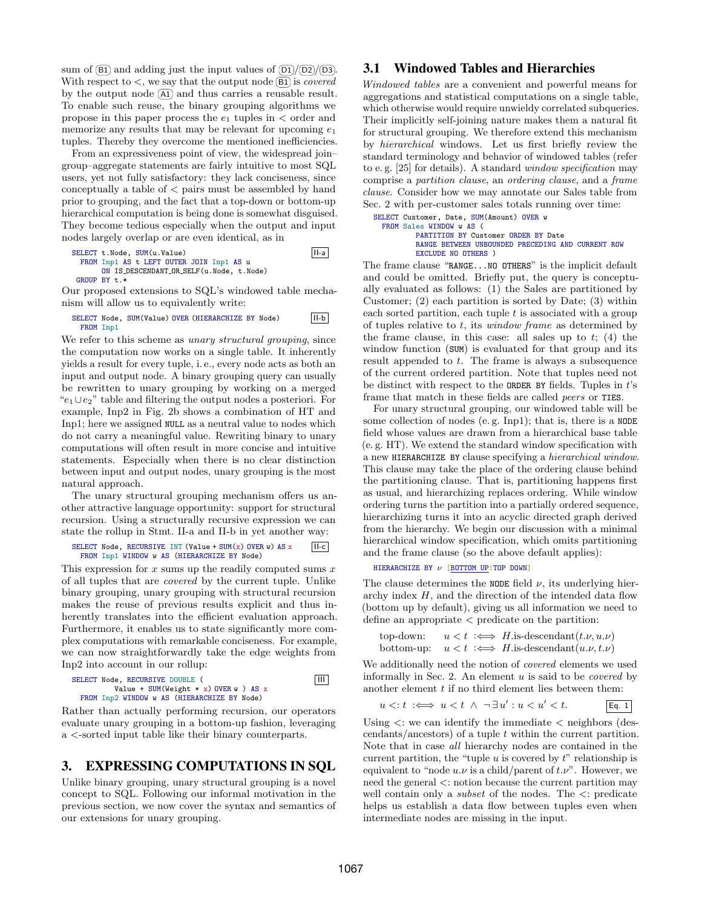sum of (B1) and adding just the input values of (D1)/(D2)/(D3). With respect to $<$, we say that the output node (B1) is *covered* by the output node (A1) and thus carries a reusable result. To enable such reuse, the binary grouping algorithms we propose in this paper process the $e_1$ tuples in $<$ order and memorize any results that may be relevant for upcoming $e_1$ tuples. Thereby they overcome the mentioned inefficiencies.

From an expressiveness point of view, the widespread join–group–aggregate statements are fairly intuitive to most SQL users, yet not fully satisfactory: they lack conciseness, since conceptually a table of $<$ pairs must be assembled by hand prior to grouping, and the fact that a top-down or bottom-up hierarchical computation is being done is somewhat disguised. They become tedious especially when the output and input nodes largely overlap or are even identical, as in

```
SELECT t.Node, SUM(u.Value)                                    II-a
  FROM Inp1 AS t LEFT OUTER JOIN Inp1 AS u
       ON IS_DESCENDANT_OR_SELF(u.Node, t.Node)
 GROUP BY t.*
```

Our proposed extensions to SQL's windowed table mechanism will allow us to equivalently write:

```
SELECT Node, SUM(Value) OVER (HIERARCHIZE BY Node)             II-b
  FROM Inp1
```

We refer to this scheme as *unary structural grouping*, since the computation now works on a single table. It inherently yields a result for every tuple, i. e., every node acts as both an input and output node. A binary grouping query can usually be rewritten to unary grouping by working on a merged "$e_1 \cup e_2$" table and filtering the output nodes a posteriori. For example, Inp2 in Fig. 2b shows a combination of HT and Inp1; here we assigned NULL as a neutral value to nodes which do not carry a meaningful value. Rewriting binary to unary computations will often result in more concise and intuitive statements. Especially when there is no clear distinction between input and output nodes, unary grouping is the most natural approach.

The unary structural grouping mechanism offers us another attractive language opportunity: support for structural recursion. Using a structurally recursive expression we can state the rollup in Stmt. II-a and II-b in yet another way:

```
SELECT Node, RECURSIVE INT (Value + SUM(x) OVER w) AS x        II-c
  FROM Inp1 WINDOW w AS (HIERARCHIZE BY Node)
```

This expression for $x$ sums up the readily computed sums $x$ of all tuples that are *covered* by the current tuple. Unlike binary grouping, unary grouping with structural recursion makes the reuse of previous results explicit and thus inherently translates into the efficient evaluation approach. Furthermore, it enables us to state significantly more complex computations with remarkable conciseness. For example, we can now straightforwardly take the edge weights from Inp2 into account in our rollup:

```
SELECT Node, RECURSIVE DOUBLE (                                III
         Value + SUM(Weight * x) OVER w ) AS x
  FROM Inp2 WINDOW w AS (HIERARCHIZE BY Node)
```

Rather than actually performing recursion, our operators evaluate unary grouping in a bottom-up fashion, leveraging a $<$-sorted input table like their binary counterparts.

# 3. EXPRESSING COMPUTATIONS IN SQL

Unlike binary grouping, unary structural grouping is a novel concept to SQL. Following our informal motivation in the previous section, we now cover the syntax and semantics of our extensions for unary grouping.

## 3.1 Windowed Tables and Hierarchies

*Windowed tables* are a convenient and powerful means for aggregations and statistical computations on a single table, which otherwise would require unwieldy correlated subqueries. Their implicitly self-joining nature makes them a natural fit for structural grouping. We therefore extend this mechanism by *hierarchical* windows. Let us first briefly review the standard terminology and behavior of windowed tables (refer to e. g. [25] for details). A standard *window specification* may comprise a *partition clause*, an *ordering clause*, and a *frame clause*. Consider how we may annotate our Sales table from Sec. 2 with per-customer sales totals running over time:

```
SELECT Customer, Date, SUM(Amount) OVER w
  FROM Sales WINDOW w AS (
         PARTITION BY Customer ORDER BY Date
         RANGE BETWEEN UNBOUNDED PRECEDING AND CURRENT ROW
         EXCLUDE NO OTHERS )
```

The frame clause "RANGE...NO OTHERS" is the implicit default and could be omitted. Briefly put, the query is conceptually evaluated as follows: (1) the Sales are partitioned by Customer; (2) each partition is sorted by Date; (3) within each sorted partition, each tuple $t$ is associated with a group of tuples relative to $t$, its *window frame* as determined by the frame clause, in this case: all sales up to $t$; (4) the window function (SUM) is evaluated for that group and its result appended to $t$. The frame is always a subsequence of the current ordered partition. Note that tuples need not be distinct with respect to the ORDER BY fields. Tuples in $t$'s frame that match in these fields are called *peers* or TIES.

For unary structural grouping, our windowed table will be some collection of nodes (e. g. Inp1); that is, there is a NODE field whose values are drawn from a hierarchical base table (e. g. HT). We extend the standard window specification with a new HIERARCHIZE BY clause specifying a *hierarchical window*. This clause may take the place of the ordering clause behind the partitioning clause. That is, partitioning happens first as usual, and hierarchizing replaces ordering. While window ordering turns the partition into a partially ordered sequence, hierarchizing turns it into an acyclic directed graph derived from the hierarchy. We begin our discussion with a minimal hierarchical window specification, which omits partitioning and the frame clause (so the above default applies):

```
HIERARCHIZE BY ν [BOTTOM UP|TOP DOWN]
```

The clause determines the NODE field $\nu$, its underlying hierarchy index $H$, and the direction of the intended data flow (bottom up by default), giving us all information we need to define an appropriate $<$ predicate on the partition:

top-down: $u < t \;:\Longleftrightarrow\; H.\text{is-descendant}(t.\nu, u.\nu)$

bottom-up: $u < t \;:\Longleftrightarrow\; H.\text{is-descendant}(u.\nu, t.\nu)$

We additionally need the notion of *covered* elements we used informally in Sec. 2. An element $u$ is said to be *covered* by another element $t$ if no third element lies between them:

$$u <: t \;:\Longleftrightarrow\; u < t \;\wedge\; \neg \exists u' : u < u' < t. \qquad \text{Eq. 1}$$

Using $<:$ we can identify the immediate $<$ neighbors (descendants/ancestors) of a tuple $t$ within the current partition. Note that in case *all* hierarchy nodes are contained in the current partition, the "tuple $u$ is covered by $t$" relationship is equivalent to "node $u.\nu$ is a child/parent of $t.\nu$". However, we need the general $<:$ notion because the current partition may well contain only a *subset* of the nodes. The $<:$ predicate helps us establish a data flow between tuples even when intermediate nodes are missing in the input.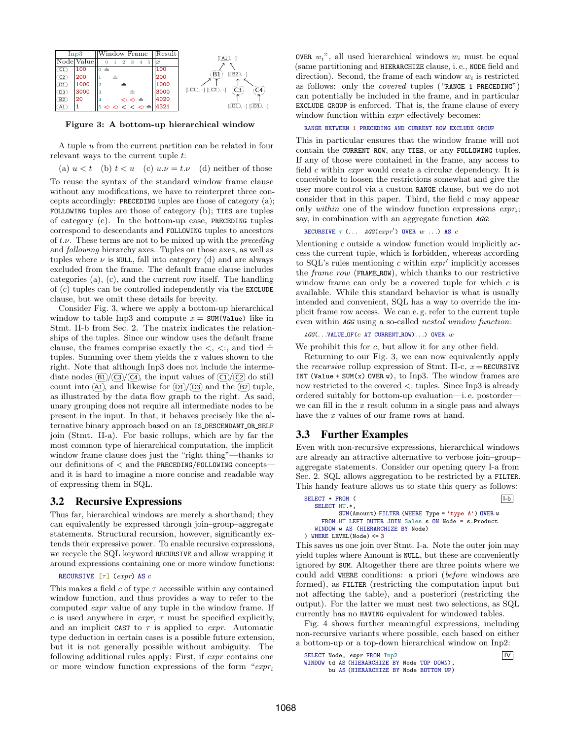| Inp3 | | Window Frame | Result |
| --- | --- | --- | --- |
| Node | Value | 0 1 2 3 4 5 | $x$ |
| C1 | 100 | 0 ≙ | 100 |
| C2 | 200 | 1 ≙ | 200 |
| D1 | 1000 | 2 ≙ | 1000 |
| D3 | 3000 | 3 ≙ | 3000 |
| B2 | 20 | 4 <: <: ≙ | 4020 |
| A1 | 1 | 5 <: <: < < <: ≙ | 4321 |

**Figure 3: A bottom-up hierarchical window**

A tuple $u$ from the current partition can be related in four relevant ways to the current tuple $t$:

(a) $u < t$ (b) $t < u$ (c) $u.\nu = t.\nu$ (d) neither of those

To reuse the syntax of the standard window frame clause without any modifications, we have to reinterpret three concepts accordingly: `PRECEDING` tuples are those of category (a); `FOLLOWING` tuples are those of category (b); `TIES` are tuples of category (c). In the bottom-up case, `PRECEDING` tuples correspond to descendants and `FOLLOWING` tuples to ancestors of $t.\nu$. These terms are not to be mixed up with the *preceding* and *following* hierarchy axes. Tuples on those axes, as well as tuples where $\nu$ is `NULL`, fall into category (d) and are always excluded from the frame. The default frame clause includes categories (a), (c), and the current row itself. The handling of (c) tuples can be controlled independently via the `EXCLUDE` clause, but we omit these details for brevity.

Consider Fig. 3, where we apply a bottom-up hierarchical window to table Inp3 and compute $x =$ `SUM(Value)` like in Stmt. II-b from Sec. 2. The matrix indicates the relationships of the tuples. Since our window uses the default frame clause, the frames comprise exactly the $<$, $<:$, and tied $\hat{=}$ tuples. Summing over them yields the $x$ values shown to the right. Note that although Inp3 does not include the intermediate nodes B1/C3/C4, the input values of C1/C2 do still count into A1, and likewise for D1/D3 and the B2 tuple, as illustrated by the data flow graph to the right. As said, unary grouping does not require all intermediate nodes to be present in the input. In that, it behaves precisely like the alternative binary approach based on an `IS_DESCENDANT_OR_SELF` join (Stmt. II-a). For basic rollups, which are by far the most common type of hierarchical computation, the implicit window frame clause does just the "right thing"—thanks to our definitions of $<$ and the `PRECEDING`/`FOLLOWING` concepts—and it is hard to imagine a more concise and readable way of expressing them in SQL.

## 3.2 Recursive Expressions

Thus far, hierarchical windows are merely a shorthand; they can equivalently be expressed through join–group–aggregate statements. Structural recursion, however, significantly extends their expressive power. To enable recursive expressions, we recycle the SQL keyword `RECURSIVE` and allow wrapping it around expressions containing one or more window functions:

```
RECURSIVE [τ] (expr) AS c
```

This makes a field $c$ of type $\tau$ accessible within any contained window function, and thus provides a way to refer to the computed *expr* value of any tuple in the window frame. If $c$ is used anywhere in *expr*, $\tau$ must be specified explicitly, and an implicit `CAST` to $\tau$ is applied to *expr*. Automatic type deduction in certain cases is a possible future extension, but it is not generally possible without ambiguity. The following additional rules apply: First, if *expr* contains one or more window function expressions of the form "$expr_i$ `OVER` $w_i$", all used hierarchical windows $w_i$ must be equal (same partitioning and `HIERARCHIZE` clause, i. e., `NODE` field and direction). Second, the frame of each window $w_i$ is restricted as follows: only the *covered* tuples ("`RANGE 1 PRECEDING`") can potentially be included in the frame, and in particular `EXCLUDE GROUP` is enforced. That is, the frame clause of every window function within *expr* effectively becomes:

```
RANGE BETWEEN 1 PRECEDING AND CURRENT ROW EXCLUDE GROUP
```

This in particular ensures that the window frame will not contain the `CURRENT ROW`, any `TIES`, or any `FOLLOWING` tuples. If any of those were contained in the frame, any access to field $c$ within *expr* would create a circular dependency. It is conceivable to loosen the restrictions somewhat and give the user more control via a custom `RANGE` clause, but we do not consider that in this paper. Third, the field $c$ may appear only *within* one of the window function expressions $expr_i$; say, in combination with an aggregate function *AGG*:

```
RECURSIVE τ (... AGG(expr′) OVER w ...) AS c
```

Mentioning $c$ outside a window function would implicitly access the current tuple, which is forbidden, whereas according to SQL's rules mentioning $c$ within $expr'$ implicitly accesses the *frame row* (`FRAME_ROW`), which thanks to our restrictive window frame can only be a covered tuple for which $c$ is available. While this standard behavior is what is usually intended and convenient, SQL has a way to override the implicit frame row access. We can e. g. refer to the current tuple even within *AGG* using a so-called *nested window function*:

```
AGG(...VALUE_OF(c AT CURRENT_ROW)...) OVER w
```

We prohibit this for $c$, but allow it for any other field.

Returning to our Fig. 3, we can now equivalently apply the *recursive* rollup expression of Stmt. II-c, $x =$ `RECURSIVE INT (Value + SUM(x) OVER w)`, to Inp3. The window frames are now restricted to the covered $<:$ tuples. Since Inp3 is already ordered suitably for bottom-up evaluation—i. e. postorder—we can fill in the $x$ result column in a single pass and always have the $x$ values of our frame rows at hand.

## 3.3 Further Examples

Even with non-recursive expressions, hierarchical windows are already an attractive alternative to verbose join–group–aggregate statements. Consider our opening query I-a from Sec. 2. SQL allows aggregation to be restricted by a `FILTER`. This handy feature allows us to state this query as follows:

```
SELECT * FROM (                                                    I-b
  SELECT HT.*,
         SUM(Amount) FILTER (WHERE Type = 'type A') OVER w
    FROM HT LEFT OUTER JOIN Sales s ON Node = s.Product
  WINDOW w AS (HIERARCHIZE BY Node)
) WHERE LEVEL(Node) <= 3
```

This saves us one join over Stmt. I-a. Note the outer join may yield tuples where Amount is `NULL`, but these are conveniently ignored by `SUM`. Altogether there are three points where we could add `WHERE` conditions: a priori (*before* windows are formed), as `FILTER` (restricting the computation input but not affecting the table), and a posteriori (restricting the output). For the latter we must nest two selections, as SQL currently has no `HAVING` equivalent for windowed tables.

Fig. 4 shows further meaningful expressions, including non-recursive variants where possible, each based on either a bottom-up or a top-down hierarchical window on Inp2:

```
SELECT Node, expr FROM Inp2                                        IV
WINDOW td AS (HIERARCHIZE BY Node TOP DOWN),
       bu AS (HIERARCHIZE BY Node BOTTOM UP)
```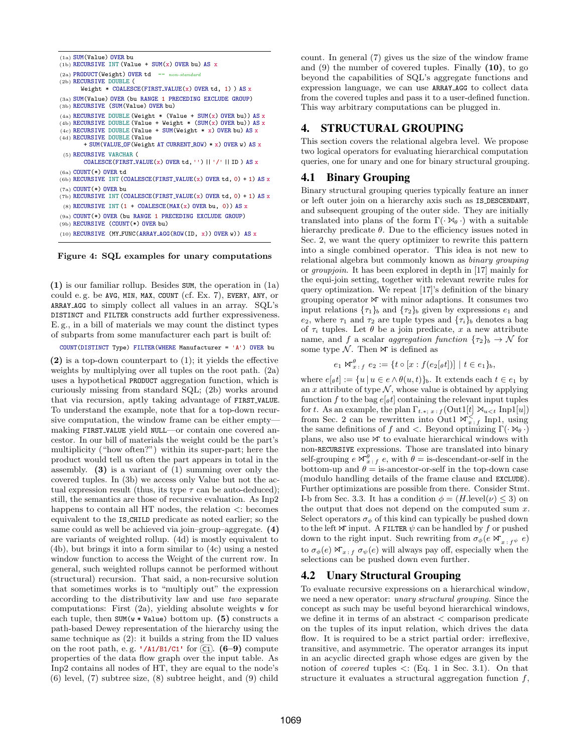```
(1a) SUM(Value) OVER bu
(1b) RECURSIVE INT (Value + SUM(x) OVER bu) AS x
(2a) PRODUCT(Weight) OVER td  -- non-standard
(2b) RECURSIVE DOUBLE (
       Weight * COALESCE(FIRST_VALUE(x) OVER td, 1) ) AS x
(3a) SUM(Value) OVER (bu RANGE 1 PRECEDING EXCLUDE GROUP)
(3b) RECURSIVE (SUM(Value) OVER bu)
(4a) RECURSIVE DOUBLE (Weight * (Value + SUM(x) OVER bu)) AS x
(4b) RECURSIVE DOUBLE (Value + Weight * (SUM(x) OVER bu)) AS x
(4c) RECURSIVE DOUBLE (Value + SUM(Weight * x) OVER bu) AS x
(4d) RECURSIVE DOUBLE (Value
       + SUM(VALUE_OF(Weight AT CURRENT_ROW) * x) OVER w) AS x
(5) RECURSIVE VARCHAR (
       COALESCE(FIRST_VALUE(x) OVER td, '') || '/' || ID ) AS x
(6a) COUNT(*) OVER td
(6b) RECURSIVE INT (COALESCE(FIRST_VALUE(x) OVER td, 0) + 1) AS x
(7a) COUNT(*) OVER bu
(7b) RECURSIVE INT (COALESCE(FIRST_VALUE(x) OVER td, 0) + 1) AS x
(8) RECURSIVE INT (1 + COALESCE(MAX(x) OVER bu, 0)) AS x
(9a) COUNT(*) OVER (bu RANGE 1 PRECEDING EXCLUDE GROUP)
(9b) RECURSIVE (COUNT(*) OVER bu)
(10) RECURSIVE (MY_FUNC(ARRAY_AGG(ROW(ID, x)) OVER w)) AS x
```

**Figure 4: SQL examples for unary computations**

**(1)** is our familiar rollup. Besides SUM, the operation in (1a) could e. g. be AVG, MIN, MAX, COUNT (cf. Ex. 7), EVERY, ANY, or ARRAY_AGG to simply collect all values in an array. SQL's DISTINCT and FILTER constructs add further expressiveness. E. g., in a bill of materials we may count the distinct types of subparts from some manufacturer each part is built of:

```
COUNT(DISTINCT Type) FILTER(WHERE Manufacturer = 'A') OVER bu
```

**(2)** is a top-down counterpart to (1); it yields the effective weights by multiplying over all tuples on the root path. (2a) uses a hypothetical PRODUCT aggregation function, which is curiously missing from standard SQL; (2b) works around that via recursion, aptly taking advantage of FIRST_VALUE. To understand the example, note that for a top-down recursive computation, the window frame can be either empty—making FIRST_VALUE yield NULL—or contain one covered ancestor. In our bill of materials the weight could be the part's multiplicity ("how often?") within its super-part; here the product would tell us often the part appears in total in the assembly. **(3)** is a variant of (1) summing over only the covered tuples. In (3b) we access only Value but not the actual expression result (thus, its type $\tau$ can be auto-deduced); still, the semantics are those of recursive evaluation. As Inp2 happens to contain all HT nodes, the relation <: becomes equivalent to the IS_CHILD predicate as noted earlier; so the same could as well be achieved via join–group–aggregate. **(4)** are variants of weighted rollup. (4d) is mostly equivalent to (4b), but brings it into a form similar to (4c) using a nested window function to access the Weight of the current row. In general, such weighted rollups cannot be performed without (structural) recursion. That said, a non-recursive solution that sometimes works is to "multiply out" the expression according to the distributivity law and use *two* separate computations: First (2a), yielding absolute weights w for each tuple, then SUM(w * Value) bottom up. **(5)** constructs a path-based Dewey representation of the hierarchy using the same technique as (2): it builds a string from the ID values on the root path, e. g. '/A1/B1/C1' for (C1). **(6–9)** compute properties of the data flow graph over the input table. As Inp2 contains all nodes of HT, they are equal to the node's (6) level, (7) subtree size, (8) subtree height, and (9) child count. In general (7) gives us the size of the window frame and (9) the number of covered tuples. Finally **(10)**, to go beyond the capabilities of SQL's aggregate functions and expression language, we can use ARRAY_AGG to collect data from the covered tuples and pass it to a user-defined function. This way arbitrary computations can be plugged in.

## 4. STRUCTURAL GROUPING

This section covers the relational algebra level. We propose two logical operators for evaluating hierarchical computation queries, one for unary and one for binary structural grouping.

### 4.1 Binary Grouping

Binary structural grouping queries typically feature an inner or left outer join on a hierarchy axis such as IS_DESCENDANT, and subsequent grouping of the outer side. They are initially translated into plans of the form $\Gamma(\cdot \bowtie_\theta \cdot)$ with a suitable hierarchy predicate $\theta$. Due to the efficiency issues noted in Sec. 2, we want the query optimizer to rewrite this pattern into a single combined operator. This idea is not new to relational algebra but commonly known as *binary grouping* or *groupjoin*. It has been explored in depth in [17] mainly for the equi-join setting, together with relevant rewrite rules for query optimization. We repeat [17]'s definition of the binary grouping operator $\bowtie\!\!\!\!\!\!\ltimes$ with minor adaptions. It consumes two input relations $\{\tau_1\}_b$ and $\{\tau_2\}_b$ given by expressions $e_1$ and $e_2$, where $\tau_1$ and $\tau_2$ are tuple types and $\{\tau_i\}_b$ denotes a bag of $\tau_i$ tuples. Let $\theta$ be a join predicate, $x$ a new attribute name, and $f$ a scalar *aggregation function* $\{\tau_2\}_b \to \mathcal{N}$ for some type $\mathcal{N}$. Then $\bowtie\!\!\!\!\!\!\ltimes$ is defined as

$$e_1 \bowtie\!\!\!\!\!\!\ltimes^{\theta}_{x:f}\, e_2 := \{t \circ [x : f(e_2[_\theta t])] \mid t \in e_1\}_b,$$

where $e[_\theta t] := \{u \mid u \in e \wedge \theta(u, t)\}_b$. It extends each $t \in e_1$ by an $x$ attribute of type $\mathcal{N}$, whose value is obtained by applying function $f$ to the bag $e[_\theta t]$ containing the relevant input tuples for $t$. As an example, the plan $\Gamma_{t.*;\, x:f}(\text{Out1}[t] \bowtie_{u<t} \text{Inp1}[u])$ from Sec. 2 can be rewritten into $\text{Out1} \bowtie\!\!\!\!\!\!\ltimes^{<}_{x:f} \text{Inp1}$, using the same definitions of $f$ and $<$. Beyond optimizing $\Gamma(\cdot \bowtie_\theta \cdot)$ plans, we also use $\bowtie\!\!\!\!\!\!\ltimes$ to evaluate hierarchical windows with non-RECURSIVE expressions. Those are translated into binary self-grouping $e \bowtie\!\!\!\!\!\!\ltimes^{\theta}_{x:f} e$, with $\theta$ = is-descendant-or-self in the bottom-up and $\theta$ = is-ancestor-or-self in the top-down case (modulo handling details of the frame clause and EXCLUDE). Further optimizations are possible from there. Consider Stmt. I-b from Sec. 3.3. It has a condition $\phi = (H.\text{level}(\nu) \le 3)$ on the output that does not depend on the computed sum $x$. Select operators $\sigma_\phi$ of this kind can typically be pushed down to the left $\bowtie\!\!\!\!\!\!\ltimes$ input. A FILTER $\psi$ can be handled by $f$ or pushed down to the right input. Such rewriting from $\sigma_\phi(e \bowtie\!\!\!\!\!\!\ltimes_{x:f^\psi} e)$ to $\sigma_\phi(e) \bowtie\!\!\!\!\!\!\ltimes_{x:f} \sigma_\psi(e)$ will always pay off, especially when the selections can be pushed down even further.

### 4.2 Unary Structural Grouping

To evaluate recursive expressions on a hierarchical window, we need a new operator: *unary structural grouping*. Since the concept as such may be useful beyond hierarchical windows, we define it in terms of an abstract $<$ comparison predicate on the tuples of its input relation, which drives the data flow. It is required to be a strict partial order: irreflexive, transitive, and asymmetric. The operator arranges its input in an acyclic directed graph whose edges are given by the notion of *covered* tuples <: (Eq. 1 in Sec. 3.1). On that structure it evaluates a structural aggregation function $f$,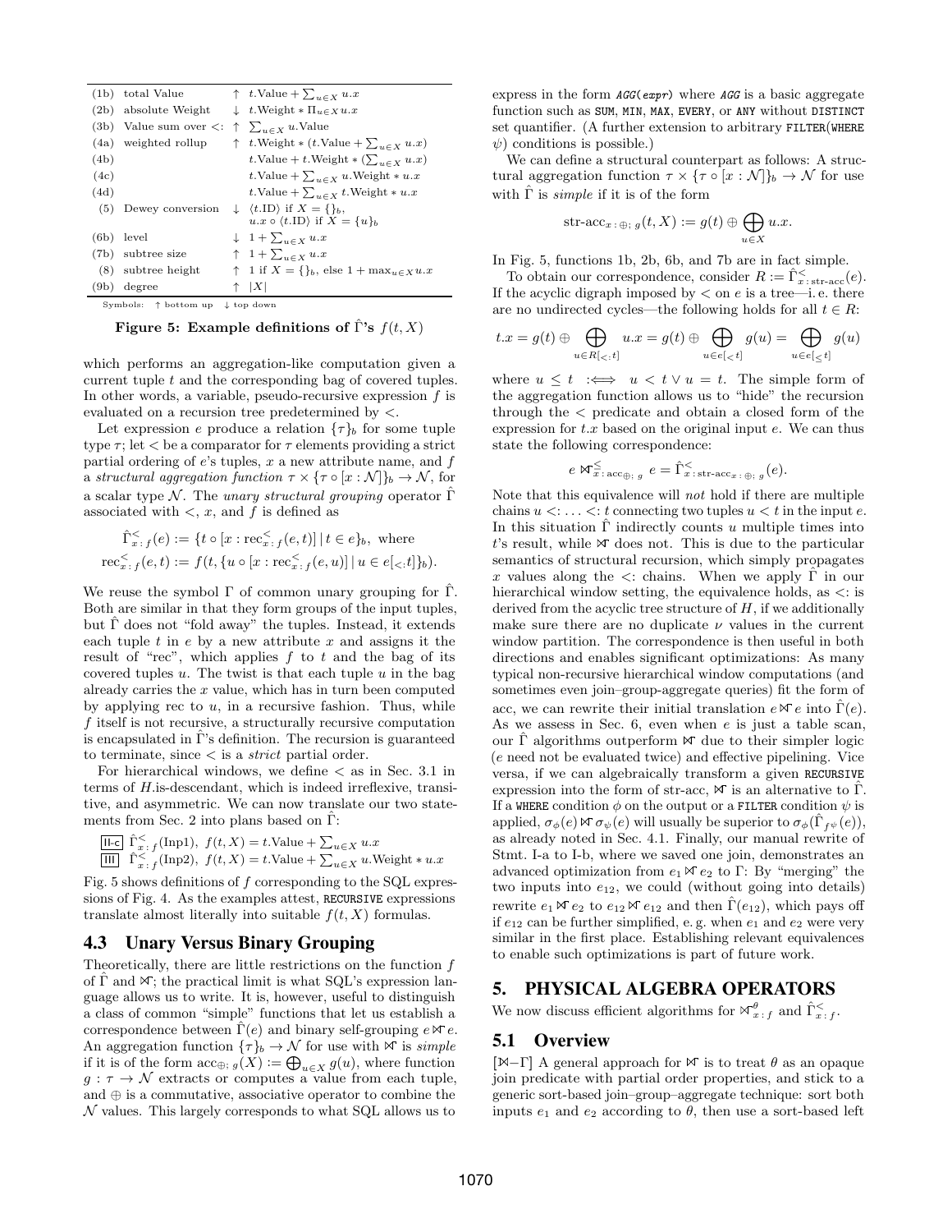| | | | |
|---|---|---|---|
| (1b) | total Value | $\uparrow$ | $t.\text{Value} + \sum_{u \in X} u.x$ |
| (2b) | absolute Weight | $\downarrow$ | $t.\text{Weight} * \Pi_{u \in X} u.x$ |
| (3b) | Value sum over $<$: | $\uparrow$ | $\sum_{u \in X} u.\text{Value}$ |
| (4a) | weighted rollup | $\uparrow$ | $t.\text{Weight} * (t.\text{Value} + \sum_{u \in X} u.x)$ |
| (4b) | | | $t.\text{Value} + t.\text{Weight} * (\sum_{u \in X} u.x)$ |
| (4c) | | | $t.\text{Value} + \sum_{u \in X} u.\text{Weight} * u.x$ |
| (4d) | | | $t.\text{Value} + \sum_{u \in X} t.\text{Weight} * u.x$ |
| (5) | Dewey conversion | $\downarrow$ | $\langle t.\text{ID}\rangle$ if $X = \{\}_b$, $u.x \circ \langle t.\text{ID}\rangle$ if $X = \{u\}_b$ |
| (6b) | level | $\downarrow$ | $1 + \sum_{u \in X} u.x$ |
| (7b) | subtree size | $\uparrow$ | $1 + \sum_{u \in X} u.x$ |
| (8) | subtree height | $\uparrow$ | 1 if $X = \{\}_b$, else $1 + \max_{u \in X} u.x$ |
| (9b) | degree | $\uparrow$ | $\lvert X \rvert$ |

Symbols: $\uparrow$ bottom up $\downarrow$ top down

**Figure 5: Example definitions of $\hat{\Gamma}$'s $f(t, X)$**

which performs an aggregation-like computation given a current tuple $t$ and the corresponding bag of covered tuples. In other words, a variable, pseudo-recursive expression $f$ is evaluated on a recursion tree predetermined by $<$.

Let expression $e$ produce a relation $\{\tau\}_b$ for some tuple type $\tau$; let $<$ be a comparator for $\tau$ elements providing a strict partial ordering of $e$'s tuples, $x$ a new attribute name, and $f$ a *structural aggregation function* $\tau \times \{\tau \circ [x : \mathcal{N}]\}_b \to \mathcal{N}$, for a scalar type $\mathcal{N}$. The *unary structural grouping* operator $\hat{\Gamma}$ associated with $<$, $x$, and $f$ is defined as

$$\hat{\Gamma}^{<}_{x:f}(e) := \{t \circ [x : \text{rec}^{<}_{x:f}(e, t)] \mid t \in e\}_b, \text{ where}$$
$$\text{rec}^{<}_{x:f}(e, t) := f(t, \{u \circ [x : \text{rec}^{<}_{x:f}(e, u)] \mid u \in e[_{<:} t]\}_b).$$

We reuse the symbol $\Gamma$ of common unary grouping for $\hat{\Gamma}$. Both are similar in that they form groups of the input tuples, but $\hat{\Gamma}$ does not "fold away" the tuples. Instead, it extends each tuple $t$ in $e$ by a new attribute $x$ and assigns it the result of "rec", which applies $f$ to $t$ and the bag of its covered tuples $u$. The twist is that each tuple $u$ in the bag already carries the $x$ value, which has in turn been computed by applying rec to $u$, in a recursive fashion. Thus, while $f$ itself is not recursive, a structurally recursive computation is encapsulated in $\hat{\Gamma}$'s definition. The recursion is guaranteed to terminate, since $<$ is a *strict* partial order.

For hierarchical windows, we define $<$ as in Sec. 3.1 in terms of $H$.is-descendant, which is indeed irreflexive, transitive, and asymmetric. We can now translate our two statements from Sec. 2 into plans based on $\hat{\Gamma}$:

II-c $\hat{\Gamma}^{<}_{x:f}(\text{Inp1})$, $f(t, X) = t.\text{Value} + \sum_{u \in X} u.x$
III $\hat{\Gamma}^{<}_{x:f}(\text{Inp2})$, $f(t, X) = t.\text{Value} + \sum_{u \in X} u.\text{Weight} * u.x$

Fig. 5 shows definitions of $f$ corresponding to the SQL expressions of Fig. 4. As the examples attest, RECURSIVE expressions translate almost literally into suitable $f(t, X)$ formulas.

## 4.3 Unary Versus Binary Grouping

Theoretically, there are little restrictions on the function $f$ of $\hat{\Gamma}$ and $\bowtie\!\!\Gamma$; the practical limit is what SQL's expression language allows us to write. It is, however, useful to distinguish a class of common "simple" functions that let us establish a correspondence between $\hat{\Gamma}(e)$ and binary self-grouping $e \bowtie\!\!\Gamma e$. An aggregation function $\{\tau\}_b \to \mathcal{N}$ for use with $\bowtie\!\!\Gamma$ is *simple* if it is of the form $\text{acc}_{\oplus;\, g}(X) := \bigoplus_{u \in X} g(u)$, where function $g : \tau \to \mathcal{N}$ extracts or computes a value from each tuple, and $\oplus$ is a commutative, associative operator to combine the $\mathcal{N}$ values. This largely corresponds to what SQL allows us to express in the form *AGG(expr)* where *AGG* is a basic aggregate function such as SUM, MIN, MAX, EVERY, or ANY without DISTINCT set quantifier. (A further extension to arbitrary FILTER(WHERE $\psi$) conditions is possible.)

We can define a structural counterpart as follows: A structural aggregation function $\tau \times \{\tau \circ [x : \mathcal{N}]\}_b \to \mathcal{N}$ for use with $\hat{\Gamma}$ is *simple* if it is of the form

$$\text{str-acc}_{x:\oplus;\, g}(t, X) := g(t) \oplus \bigoplus_{u \in X} u.x.$$

In Fig. 5, functions 1b, 2b, 6b, and 7b are in fact simple.

To obtain our correspondence, consider $R := \hat{\Gamma}^{<}_{x:\text{str-acc}}(e)$. If the acyclic digraph imposed by $<$ on $e$ is a tree—i. e. there are no undirected cycles—the following holds for all $t \in R$:

$$t.x = g(t) \oplus \bigoplus_{u \in R[_{<:} t]} u.x = g(t) \oplus \bigoplus_{u \in e[_{<} t]} g(u) = \bigoplus_{u \in e[_{\leq} t]} g(u)$$

where $u \leq t \;:\Longleftrightarrow\; u < t \vee u = t$. The simple form of the aggregation function allows us to "hide" the recursion through the $<$ predicate and obtain a closed form of the expression for $t.x$ based on the original input $e$. We can thus state the following correspondence:

$$e \bowtie\!\!\Gamma^{\leq}_{x:\text{acc}_{\oplus;\, g}}\, e = \hat{\Gamma}^{<}_{x:\text{str-acc}_{x:\oplus;\, g}}(e).$$

Note that this equivalence will *not* hold if there are multiple chains $u <: \ldots <: t$ connecting two tuples $u < t$ in the input $e$. In this situation $\hat{\Gamma}$ indirectly counts $u$ multiple times into $t$'s result, while $\bowtie\!\!\Gamma$ does not. This is due to the particular semantics of structural recursion, which simply propagates $x$ values along the $<:$ chains. When we apply $\hat{\Gamma}$ in our hierarchical window setting, the equivalence holds, as $<:$ is derived from the acyclic tree structure of $H$, if we additionally make sure there are no duplicate $\nu$ values in the current window partition. The correspondence is then useful in both directions and enables significant optimizations: As many typical non-recursive hierarchical window computations (and sometimes even join–group-aggregate queries) fit the form of acc, we can rewrite their initial translation $e \bowtie\!\!\Gamma e$ into $\hat{\Gamma}(e)$. As we assess in Sec. 6, even when $e$ is just a table scan, our $\hat{\Gamma}$ algorithms outperform $\bowtie\!\!\Gamma$ due to their simpler logic ($e$ need not be evaluated twice) and effective pipelining. Vice versa, if we can algebraically transform a given RECURSIVE expression into the form of str-acc, $\bowtie\!\!\Gamma$ is an alternative to $\hat{\Gamma}$. If a WHERE condition $\phi$ on the output or a FILTER condition $\psi$ is applied, $\sigma_\phi(e) \bowtie\!\!\Gamma \sigma_\psi(e)$ will usually be superior to $\sigma_\phi(\hat{\Gamma}_{f^\psi}(e))$, as already noted in Sec. 4.1. Finally, our manual rewrite of Stmt. I-a to I-b, where we saved one join, demonstrates an advanced optimization from $e_1 \bowtie\!\!\Gamma e_2$ to $\Gamma$: By "merging" the two inputs into $e_{12}$, we could (without going into details) rewrite $e_1 \bowtie\!\!\Gamma e_2$ to $e_{12} \bowtie\!\!\Gamma e_{12}$ and then $\hat{\Gamma}(e_{12})$, which pays off if $e_{12}$ can be further simplified, e. g. when $e_1$ and $e_2$ were very similar in the first place. Establishing relevant equivalences to enable such optimizations is part of future work.

# 5. PHYSICAL ALGEBRA OPERATORS

We now discuss efficient algorithms for $\bowtie\!\!\Gamma^{\theta}_{x:f}$ and $\hat{\Gamma}^{<}_{x:f}$.

## 5.1 Overview

[$\bowtie$–$\Gamma$] A general approach for $\bowtie\!\!\Gamma$ is to treat $\theta$ as an opaque join predicate with partial order properties, and stick to a generic sort-based join–group–aggregate technique: sort both inputs $e_1$ and $e_2$ according to $\theta$, then use a sort-based left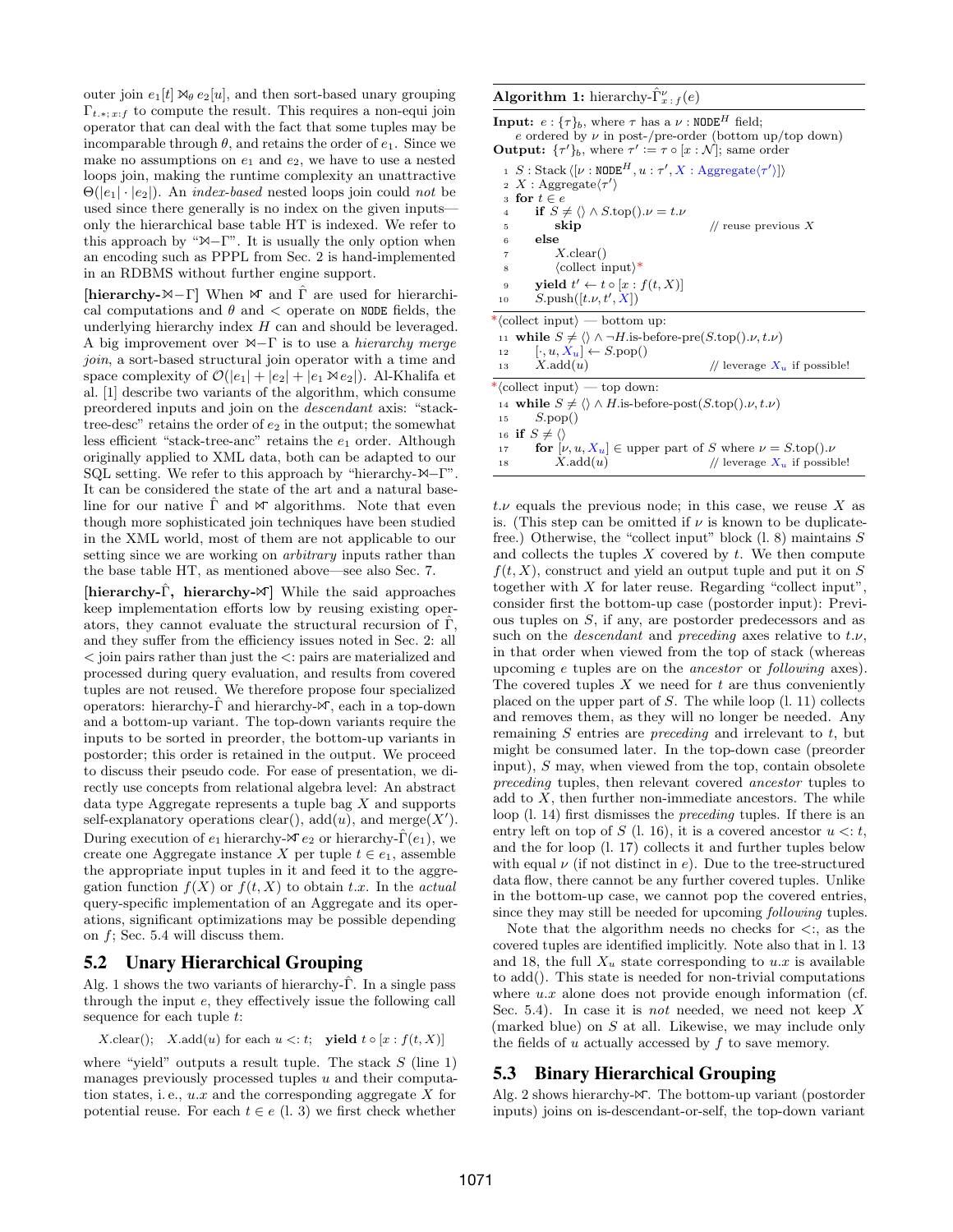outer join $e_1[t] \bowtie_\theta e_2[u]$, and then sort-based unary grouping $\Gamma_{t.*;\,x:f}$ to compute the result. This requires a non-equi join operator that can deal with the fact that some tuples may be incomparable through $\theta$, and retains the order of $e_1$. Since we make no assumptions on $e_1$ and $e_2$, we have to use a nested loops join, making the runtime complexity an unattractive $\Theta(|e_1| \cdot |e_2|)$. An *index-based* nested loops join could *not* be used since there generally is no index on the given inputs—only the hierarchical base table HT is indexed. We refer to this approach by "$\bowtie$–$\Gamma$". It is usually the only option when an encoding such as PPPL from Sec. 2 is hand-implemented in an RDBMS without further engine support.

**[hierarchy-$\bowtie$–$\Gamma$]** When $\bowtie$ and $\hat{\Gamma}$ are used for hierarchical computations and $\theta$ and $<$ operate on NODE fields, the underlying hierarchy index $H$ can and should be leveraged. A big improvement over $\bowtie$–$\Gamma$ is to use a *hierarchy merge join*, a sort-based structural join operator with a time and space complexity of $\mathcal{O}(|e_1| + |e_2| + |e_1 \bowtie e_2|)$. Al-Khalifa et al. [1] describe two variants of the algorithm, which consume preordered inputs and join on the *descendant* axis: "stack-tree-desc" retains the order of $e_2$ in the output; the somewhat less efficient "stack-tree-anc" retains the $e_1$ order. Although originally applied to XML data, both can be adapted to our SQL setting. We refer to this approach by "hierarchy-$\bowtie$–$\Gamma$". It can be considered the state of the art and a natural baseline for our native $\hat{\Gamma}$ and $\ltimes$ algorithms. Note that even though more sophisticated join techniques have been studied in the XML world, most of them are not applicable to our setting since we are working on *arbitrary* inputs rather than the base table HT, as mentioned above—see also Sec. 7.

**[hierarchy-$\hat{\Gamma}$, hierarchy-$\ltimes$]** While the said approaches keep implementation efforts low by reusing existing operators, they cannot evaluate the structural recursion of $\hat{\Gamma}$, and they suffer from the efficiency issues noted in Sec. 2: all $<$ join pairs rather than just the $<$: pairs are materialized and processed during query evaluation, and results from covered tuples are not reused. We therefore propose four specialized operators: hierarchy-$\hat{\Gamma}$ and hierarchy-$\ltimes$, each in a top-down and a bottom-up variant. The top-down variants require the inputs to be sorted in preorder, the bottom-up variants in postorder; this order is retained in the output. We proceed to discuss their pseudo code. For ease of presentation, we directly use concepts from relational algebra level: An abstract data type Aggregate represents a tuple bag $X$ and supports self-explanatory operations clear(), add($u$), and merge($X'$). During execution of $e_1$ hierarchy-$\ltimes$ $e_2$ or hierarchy-$\hat{\Gamma}(e_1)$, we create one Aggregate instance $X$ per tuple $t \in e_1$, assemble the appropriate input tuples in it and feed it to the aggregation function $f(X)$ or $f(t, X)$ to obtain $t.x$. In the *actual* query-specific implementation of an Aggregate and its operations, significant optimizations may be possible depending on $f$; Sec. 5.4 will discuss them.

## 5.2 Unary Hierarchical Grouping

Alg. 1 shows the two variants of hierarchy-$\hat{\Gamma}$. In a single pass through the input $e$, they effectively issue the following call sequence for each tuple $t$:

$$X.\text{clear}(); \quad X.\text{add}(u) \text{ for each } u <: t; \quad \textbf{yield } t \circ [x : f(t, X)]$$

where "yield" outputs a result tuple. The stack $S$ (line 1) manages previously processed tuples $u$ and their computation states, i. e., $u.x$ and the corresponding aggregate $X$ for potential reuse. For each $t \in e$ (l. 3) we first check whether

**Algorithm 1:** hierarchy-$\hat{\Gamma}^{\nu}_{x:f}(e)$

**Input:** $e : \{\tau\}_b$, where $\tau$ has a $\nu$ : NODE$^H$ field; $e$ ordered by $\nu$ in post-/pre-order (bottom up/top down)
**Output:** $\{\tau'\}_b$, where $\tau' := \tau \circ [x : \mathcal{N}]$; same order

```
1  S : Stack⟨[ν : NODE^H, u : τ', X : Aggregate⟨τ'⟩]⟩
2  X : Aggregate⟨τ'⟩
3  for t ∈ e
4      if S ≠ ⟨⟩ ∧ S.top().ν = t.ν
5          skip                              // reuse previous X
6      else
7          X.clear()
8          ⟨collect input⟩*
9      yield t' ← t ∘ [x : f(t, X)]
10     S.push([t.ν, t', X])
```

*⟨collect input⟩ — bottom up:

```
11 while S ≠ ⟨⟩ ∧ ¬H.is-before-pre(S.top().ν, t.ν)
12     [·, u, X_u] ← S.pop()
13     X.add(u)                              // leverage X_u if possible!
```

*⟨collect input⟩ — top down:

```
14 while S ≠ ⟨⟩ ∧ H.is-before-post(S.top().ν, t.ν)
15     S.pop()
16 if S ≠ ⟨⟩
17     for [ν, u, X_u] ∈ upper part of S where ν = S.top().ν
18         X.add(u)                          // leverage X_u if possible!
```

$t.\nu$ equals the previous node; in this case, we reuse $X$ as is. (This step can be omitted if $\nu$ is known to be duplicate-free.) Otherwise, the "collect input" block (l. 8) maintains $S$ and collects the tuples $X$ covered by $t$. We then compute $f(t, X)$, construct and yield an output tuple and put it on $S$ together with $X$ for later reuse. Regarding "collect input", consider first the bottom-up case (postorder input): Previous tuples on $S$, if any, are postorder predecessors and as such on the *descendant* and *preceding* axes relative to $t.\nu$, in that order when viewed from the top of stack (whereas upcoming $e$ tuples are on the *ancestor* or *following* axes). The covered tuples $X$ we need for $t$ are thus conveniently placed on the upper part of $S$. The while loop (l. 11) collects and removes them, as they will no longer be needed. Any remaining $S$ entries are *preceding* and irrelevant to $t$, but might be consumed later. In the top-down case (preorder input), $S$ may, when viewed from the top, contain obsolete *preceding* tuples, then relevant covered *ancestor* tuples to add to $X$, then further non-immediate ancestors. The while loop (l. 14) first dismisses the *preceding* tuples. If there is an entry left on top of $S$ (l. 16), it is a covered ancestor $u <: t$, and the for loop (l. 17) collects it and further tuples below with equal $\nu$ (if not distinct in $e$). Due to the tree-structured data flow, there cannot be any further covered tuples. Unlike in the bottom-up case, we cannot pop the covered entries, since they may still be needed for upcoming *following* tuples.

Note that the algorithm needs no checks for $<:$, as the covered tuples are identified implicitly. Note also that in l. 13 and 18, the full $X_u$ state corresponding to $u.x$ is available to add(). This state is needed for non-trivial computations where $u.x$ alone does not provide enough information (cf. Sec. 5.4). In case it is *not* needed, we need not keep $X$ (marked blue) on $S$ at all. Likewise, we may include only the fields of $u$ actually accessed by $f$ to save memory.

## 5.3 Binary Hierarchical Grouping

Alg. 2 shows hierarchy-$\ltimes$. The bottom-up variant (postorder inputs) joins on is-descendant-or-self, the top-down variant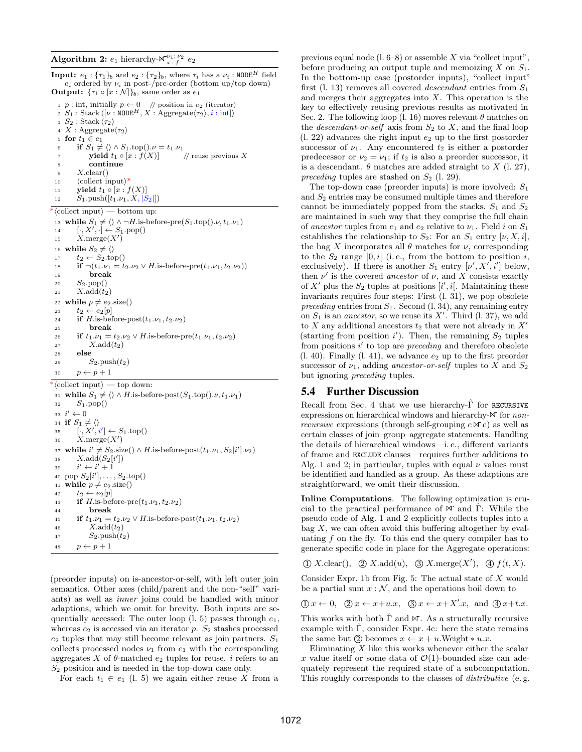**Algorithm 2:** $e_1$ hierarchy-$⋈^{\nu_1:\nu_2}_{x:f}$ $e_2$

**Input:** $e_1 : \{\tau_1\}_b$ and $e_2 : \{\tau_2\}_b$, where $\tau_i$ has a $\nu_i$ : NODE$^H$ field $e_i$ ordered by $\nu_i$ in post-/pre-order (bottom up/top down)
**Output:** $\{\tau_1 \circ [x : \mathcal{N}]\}_b$, same order as $e_1$

```
1  p : int, initially p ← 0    // position in e2 (iterator)
2  S1 : Stack ⟨[ν : NODE^H, X : Aggregate⟨τ2⟩, i : int]⟩
3  S2 : Stack ⟨τ2⟩
4  X : Aggregate⟨τ2⟩
5  for t1 ∈ e1
6      if S1 ≠ ⟨⟩ ∧ S1.top().ν = t1.ν1
7          yield t1 ∘ [x : f(X)]         // reuse previous X
8          continue
9      X.clear()
10     ⟨collect input⟩*
11     yield t1 ∘ [x : f(X)]
12     S1.push([t1.ν1, X, |S2|])
*⟨collect input⟩ — bottom up:
13 while S1 ≠ ⟨⟩ ∧ ¬H.is-before-pre(S1.top().ν, t1.ν1)
14     [·, X′, ·] ← S1.pop()
15     X.merge(X′)
16 while S2 ≠ ⟨⟩
17     t2 ← S2.top()
18     if ¬(t1.ν1 = t2.ν2 ∨ H.is-before-pre(t1.ν1, t2.ν2))
19         break
20     S2.pop()
21     X.add(t2)
22 while p ≠ e2.size()
23     t2 ← e2[p]
24     if H.is-before-post(t1.ν1, t2.ν2)
25         break
26     if t1.ν1 = t2.ν2 ∨ H.is-before-pre(t1.ν1, t2.ν2)
27         X.add(t2)
28     else
29         S2.push(t2)
30     p ← p + 1
*⟨collect input⟩ — top down:
31 while S1 ≠ ⟨⟩ ∧ H.is-before-post(S1.top().ν, t1.ν1)
32     S1.pop()
33 i′ ← 0
34 if S1 ≠ ⟨⟩
35     [·, X′, i′] ← S1.top()
36     X.merge(X′)
37 while i′ ≠ S2.size() ∧ H.is-before-post(t1.ν1, S2[i′].ν2)
38     X.add(S2[i′])
39     i′ ← i′ + 1
40 pop S2[i′], ..., S2.top()
41 while p ≠ e2.size()
42     t2 ← e2[p]
43     if H.is-before-pre(t1.ν1, t2.ν2)
44         break
45     if t1.ν1 = t2.ν2 ∨ H.is-before-post(t1.ν1, t2.ν2)
46         X.add(t2)
47         S2.push(t2)
48     p ← p + 1
```

(preorder inputs) on is-ancestor-or-self, with left outer join semantics. Other axes (child/parent and the non-"self" variants) as well as *inner* joins could be handled with minor adaptions, which we omit for brevity. Both inputs are sequentially accessed: The outer loop (l. 5) passes through $e_1$, whereas $e_2$ is accessed via an iterator $p$. $S_2$ stashes processed $e_2$ tuples that may still become relevant as join partners. $S_1$ collects processed nodes $\nu_1$ from $e_1$ with the corresponding aggregates $X$ of $\theta$-matched $e_2$ tuples for reuse. $i$ refers to an $S_2$ position and is needed in the top-down case only.

For each $t_1 \in e_1$ (l. 5) we again either reuse $X$ from a previous equal node (l. 6–8) or assemble $X$ via "collect input", before producing an output tuple and memoizing $X$ on $S_1$. In the bottom-up case (postorder inputs), "collect input" first (l. 13) removes all covered *descendant* entries from $S_1$ and merges their aggregates into $X$. This operation is the key to effectively reusing previous results as motivated in Sec. 2. The following loop (l. 16) moves relevant $\theta$ matches on the *descendant-or-self* axis from $S_2$ to $X$, and the final loop (l. 22) advances the right input $e_2$ up to the first postorder successor of $\nu_1$. Any encountered $t_2$ is either a postorder predecessor or $\nu_2 = \nu_1$; if $t_2$ is also a preorder successor, it is a descendant. $\theta$ matches are added straight to $X$ (l. 27), *preceding* tuples are stashed on $S_2$ (l. 29).

The top-down case (preorder inputs) is more involved: $S_1$ and $S_2$ entries may be consumed multiple times and therefore cannot be immediately popped from the stacks. $S_1$ and $S_2$ are maintained in such way that they comprise the full chain of *ancestor* tuples from $e_1$ and $e_2$ relative to $\nu_1$. Field $i$ on $S_1$ establishes the relationship to $S_2$: For an $S_1$ entry $[\nu, X, i]$, the bag $X$ incorporates all $\theta$ matches for $\nu$, corresponding to the $S_2$ range $[0, i[$ (i. e., from the bottom to position $i$, exclusively). If there is another $S_1$ entry $[\nu', X', i']$ below, then $\nu'$ is the covered *ancestor* of $\nu$, and $X$ consists exactly of $X'$ plus the $S_2$ tuples at positions $[i', i[$. Maintaining these invariants requires four steps: First (l. 31), we pop obsolete *preceding* entries from $S_1$. Second (l. 34), any remaining entry on $S_1$ is an *ancestor*, so we reuse its $X'$. Third (l. 37), we add to $X$ any additional ancestors $t_2$ that were not already in $X'$ (starting from position $i'$). Then, the remaining $S_2$ tuples from positions $i'$ to top are *preceding* and therefore obsolete (l. 40). Finally (l. 41), we advance $e_2$ up to the first preorder successor of $\nu_1$, adding *ancestor-or-self* tuples to $X$ and $S_2$ but ignoring *preceding* tuples.

## 5.4 Further Discussion

Recall from Sec. 4 that we use hierarchy-$\hat{\Gamma}$ for RECURSIVE expressions on hierarchical windows and hierarchy-⋈ for *non-recursive* expressions (through self-grouping $e ⋈ e$) as well as certain classes of join–group–aggregate statements. Handling the details of hierarchical windows—i. e., different variants of frame and EXCLUDE clauses—requires further additions to Alg. 1 and 2; in particular, tuples with equal $\nu$ values must be identified and handled as a group. As these adaptions are straightforward, we omit their discussion.

**Inline Computations**. The following optimization is crucial to the practical performance of ⋈ and $\hat{\Gamma}$: While the pseudo code of Alg. 1 and 2 explicitly collects tuples into a bag $X$, we can often avoid this buffering altogether by evaluating $f$ on the fly. To this end the query compiler has to generate specific code in place for the Aggregate operations:

① $X$.clear(), ② $X$.add($u$), ③ $X$.merge($X'$), ④ $f(t, X)$.

Consider Expr. 1b from Fig. 5: The actual state of $X$ would be a partial sum $x : \mathcal{N}$, and the operations boil down to

① $x \leftarrow 0$, ② $x \leftarrow x{+}u.x$, ③ $x \leftarrow x{+}X'.x$, and ④ $x{+}t.x$.

This works with both $\hat{\Gamma}$ and ⋈. As a structurally recursive example with $\hat{\Gamma}$, consider Expr. 4c: here the state remains the same but ② becomes $x \leftarrow x + u.\text{Weight} * u.x$.

Eliminating $X$ like this works whenever either the scalar $x$ value itself or some data of $\mathcal{O}(1)$-bounded size can adequately represent the required state of a subcomputation. This roughly corresponds to the classes of *distributive* (e. g.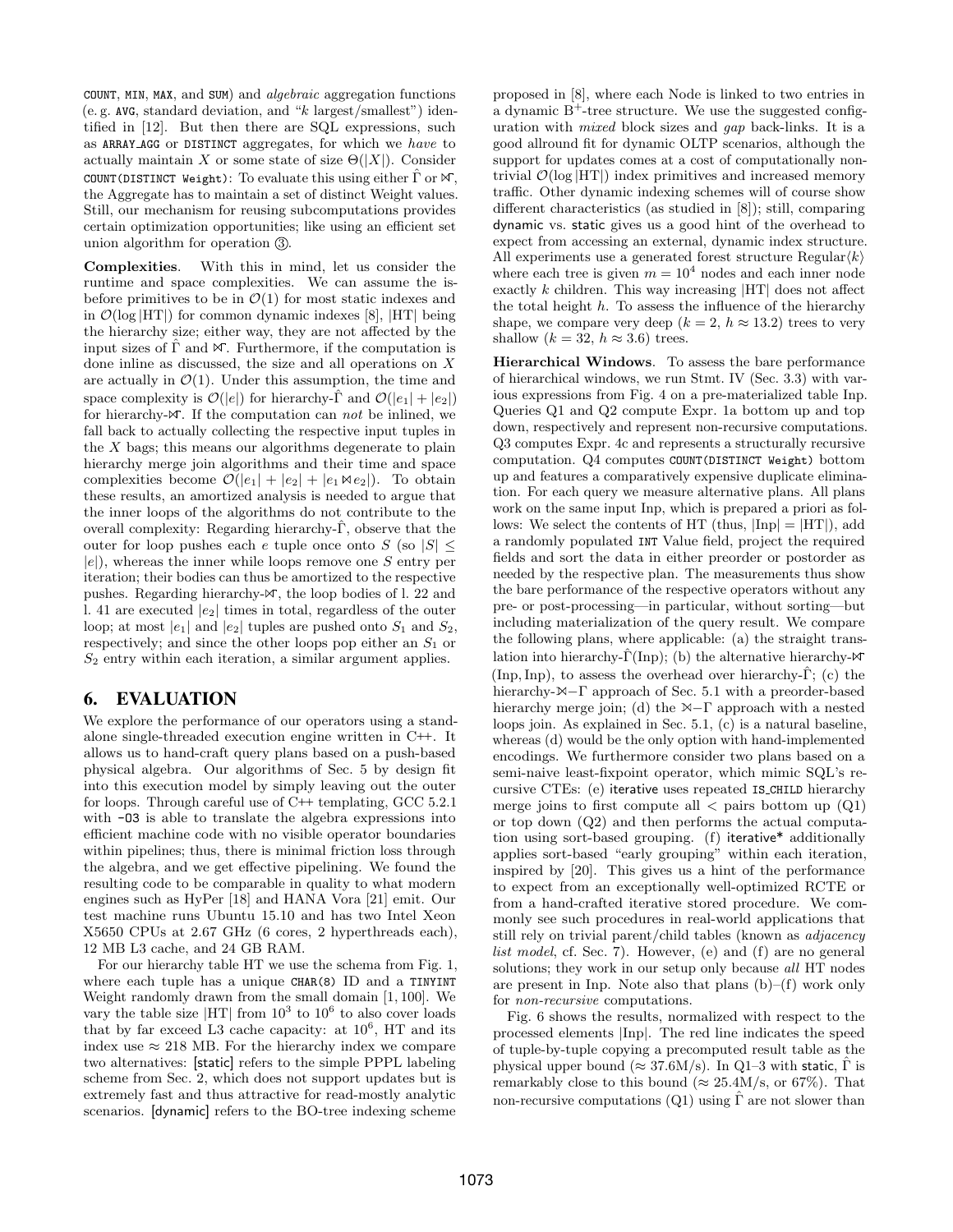COUNT, MIN, MAX, and SUM) and *algebraic* aggregation functions (e. g. AVG, standard deviation, and "$k$ largest/smallest") identified in [12]. But then there are SQL expressions, such as ARRAY_AGG or DISTINCT aggregates, for which we *have* to actually maintain $X$ or some state of size $\Theta(|X|)$. Consider COUNT(DISTINCT Weight): To evaluate this using either $\hat{\Gamma}$ or $\ltimes\!\!\!\Gamma$, the Aggregate has to maintain a set of distinct Weight values. Still, our mechanism for reusing subcomputations provides certain optimization opportunities; like using an efficient set union algorithm for operation ③.

**Complexities**. With this in mind, let us consider the runtime and space complexities. We can assume the is-before primitives to be in $\mathcal{O}(1)$ for most static indexes and in $\mathcal{O}(\log |\text{HT}|)$ for common dynamic indexes [8], $|\text{HT}|$ being the hierarchy size; either way, they are not affected by the input sizes of $\hat{\Gamma}$ and $\ltimes\!\!\!\Gamma$. Furthermore, if the computation is done inline as discussed, the size and all operations on $X$ are actually in $\mathcal{O}(1)$. Under this assumption, the time and space complexity is $\mathcal{O}(|e|)$ for hierarchy-$\hat{\Gamma}$ and $\mathcal{O}(|e_1| + |e_2|)$ for hierarchy-$\ltimes\!\!\!\Gamma$. If the computation can *not* be inlined, we fall back to actually collecting the respective input tuples in the $X$ bags; this means our algorithms degenerate to plain hierarchy merge join algorithms and their time and space complexities become $\mathcal{O}(|e_1| + |e_2| + |e_1 \bowtie e_2|)$. To obtain these results, an amortized analysis is needed to argue that the inner loops of the algorithms do not contribute to the overall complexity: Regarding hierarchy-$\hat{\Gamma}$, observe that the outer for loop pushes each $e$ tuple once onto $S$ (so $|S| \le |e|$), whereas the inner while loops remove one $S$ entry per iteration; their bodies can thus be amortized to the respective pushes. Regarding hierarchy-$\ltimes\!\!\!\Gamma$, the loop bodies of l. 22 and l. 41 are executed $|e_2|$ times in total, regardless of the outer loop; at most $|e_1|$ and $|e_2|$ tuples are pushed onto $S_1$ and $S_2$, respectively; and since the other loops pop either an $S_1$ or $S_2$ entry within each iteration, a similar argument applies.

## 6. EVALUATION

We explore the performance of our operators using a standalone single-threaded execution engine written in C++. It allows us to hand-craft query plans based on a push-based physical algebra. Our algorithms of Sec. 5 by design fit into this execution model by simply leaving out the outer for loops. Through careful use of C++ templating, GCC 5.2.1 with -O3 is able to translate the algebra expressions into efficient machine code with no visible operator boundaries within pipelines; thus, there is minimal friction loss through the algebra, and we get effective pipelining. We found the resulting code to be comparable in quality to what modern engines such as HyPer [18] and HANA Vora [21] emit. Our test machine runs Ubuntu 15.10 and has two Intel Xeon X5650 CPUs at 2.67 GHz (6 cores, 2 hyperthreads each), 12 MB L3 cache, and 24 GB RAM.

For our hierarchy table HT we use the schema from Fig. 1, where each tuple has a unique CHAR(8) ID and a TINYINT Weight randomly drawn from the small domain $[1, 100]$. We vary the table size $|\text{HT}|$ from $10^3$ to $10^6$ to also cover loads that by far exceed L3 cache capacity: at $10^6$, HT and its index use $\approx 218$ MB. For the hierarchy index we compare two alternatives: [static] refers to the simple PPPL labeling scheme from Sec. 2, which does not support updates but is extremely fast and thus attractive for read-mostly analytic scenarios. [dynamic] refers to the BO-tree indexing scheme proposed in [8], where each Node is linked to two entries in a dynamic B$^+$-tree structure. We use the suggested configuration with *mixed* block sizes and *gap* back-links. It is a good allround fit for dynamic OLTP scenarios, although the support for updates comes at a cost of computationally non-trivial $\mathcal{O}(\log |\text{HT}|)$ index primitives and increased memory traffic. Other dynamic indexing schemes will of course show different characteristics (as studied in [8]); still, comparing dynamic vs. static gives us a good hint of the overhead to expect from accessing an external, dynamic index structure. All experiments use a generated forest structure Regular$\langle k \rangle$ where each tree is given $m = 10^4$ nodes and each inner node exactly $k$ children. This way increasing $|\text{HT}|$ does not affect the total height $h$. To assess the influence of the hierarchy shape, we compare very deep ($k = 2$, $h \approx 13.2$) trees to very shallow ($k = 32$, $h \approx 3.6$) trees.

**Hierarchical Windows**. To assess the bare performance of hierarchical windows, we run Stmt. IV (Sec. 3.3) with various expressions from Fig. 4 on a pre-materialized table Inp. Queries Q1 and Q2 compute Expr. 1a bottom up and top down, respectively and represent non-recursive computations. Q3 computes Expr. 4c and represents a structurally recursive computation. Q4 computes COUNT(DISTINCT Weight) bottom up and features a comparatively expensive duplicate elimination. For each query we measure alternative plans. All plans work on the same input Inp, which is prepared a priori as follows: We select the contents of HT (thus, $|\text{Inp}| = |\text{HT}|$), add a randomly populated INT Value field, project the required fields and sort the data in either preorder or postorder as needed by the respective plan. The measurements thus show the bare performance of the respective operators without any pre- or post-processing—in particular, without sorting—but including materialization of the query result. We compare the following plans, where applicable: (a) the straight translation into hierarchy-$\hat{\Gamma}$(Inp); (b) the alternative hierarchy-$\ltimes\!\!\!\Gamma$ (Inp, Inp), to assess the overhead over hierarchy-$\hat{\Gamma}$; (c) the hierarchy-$\bowtie$–$\Gamma$ approach of Sec. 5.1 with a preorder-based hierarchy merge join; (d) the $\bowtie$–$\Gamma$ approach with a nested loops join. As explained in Sec. 5.1, (c) is a natural baseline, whereas (d) would be the only option with hand-implemented encodings. We furthermore consider two plans based on a semi-naive least-fixpoint operator, which mimic SQL's recursive CTEs: (e) iterative uses repeated IS_CHILD hierarchy merge joins to first compute all $<$ pairs bottom up (Q1) or top down (Q2) and then performs the actual computation using sort-based grouping. (f) iterative* additionally applies sort-based "early grouping" within each iteration, inspired by [20]. This gives us a hint of the performance to expect from an exceptionally well-optimized RCTE or from a hand-crafted iterative stored procedure. We commonly see such procedures in real-world applications that still rely on trivial parent/child tables (known as *adjacency list model*, cf. Sec. 7). However, (e) and (f) are no general solutions; they work in our setup only because *all* HT nodes are present in Inp. Note also that plans (b)–(f) work only for *non-recursive* computations.

Fig. 6 shows the results, normalized with respect to the processed elements $|\text{Inp}|$. The red line indicates the speed of tuple-by-tuple copying a precomputed result table as the physical upper bound ($\approx 37.6$M/s). In Q1–3 with static, $\hat{\Gamma}$ is remarkably close to this bound ($\approx 25.4$M/s, or 67%). That non-recursive computations (Q1) using $\hat{\Gamma}$ are not slower than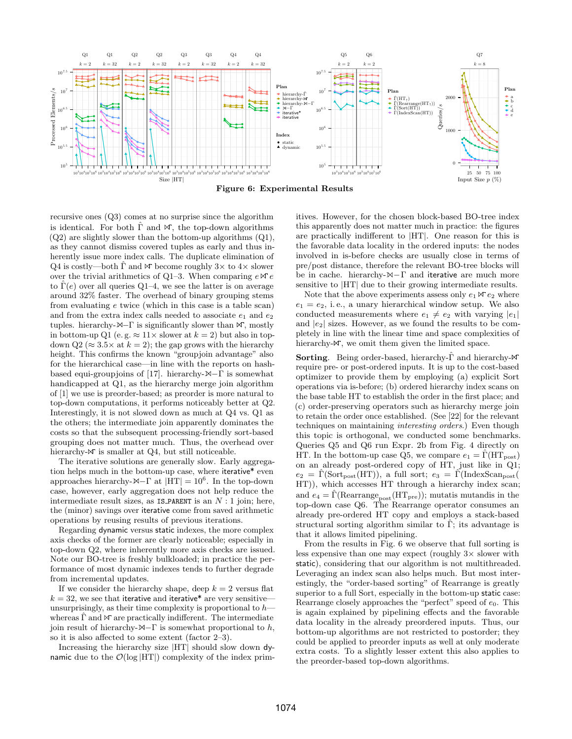**Figure 6: Experimental Results**

recursive ones (Q3) comes at no surprise since the algorithm is identical. For both $\hat{\Gamma}$ and $\ltimes\!\!\!\!\Gamma$, the top-down algorithms (Q2) are slightly slower than the bottom-up algorithms (Q1), as they cannot dismiss covered tuples as early and thus inherently issue more index calls. The duplicate elimination of Q4 is costly—both $\hat{\Gamma}$ and $\ltimes\!\!\!\!\Gamma$ become roughly 3× to 4× slower over the trivial arithmetics of Q1–3. When comparing $e \ltimes\!\!\!\!\Gamma\, e$ to $\hat{\Gamma}(e)$ over all queries Q1–4, we see the latter is on average around 32% faster. The overhead of binary grouping stems from evaluating $e$ twice (which in this case is a table scan) and from the extra index calls needed to associate $e_1$ and $e_2$ tuples. hierarchy-$\bowtie$−$\Gamma$ is significantly slower than $\ltimes\!\!\!\!\Gamma$, mostly in bottom-up Q1 (e. g. ≈ 11× slower at $k = 2$) but also in top-down Q2 (≈ 3.5× at $k = 2$); the gap grows with the hierarchy height. This confirms the known "groupjoin advantage" also for the hierarchical case—in line with the reports on hash-based equi-groupjoins of [17]. hierarchy-$\bowtie$−$\Gamma$ is somewhat handicapped at Q1, as the hierarchy merge join algorithm of [1] we use is preorder-based; as preorder is more natural to top-down computations, it performs noticeably better at Q2. Interestingly, it is not slowed down as much at Q4 vs. Q1 as the others; the intermediate join apparently dominates the costs so that the subsequent processing-friendly sort-based grouping does not matter much. Thus, the overhead over hierarchy-$\ltimes\!\!\!\!\Gamma$ is smaller at Q4, but still noticeable.

The iterative solutions are generally slow. Early aggregation helps much in the bottom-up case, where iterative* even approaches hierarchy-$\bowtie$−$\Gamma$ at $|\text{HT}| = 10^6$. In the top-down case, however, early aggregation does not help reduce the intermediate result sizes, as IS_PARENT is an $N:1$ join; here, the (minor) savings over iterative come from saved arithmetic operations by reusing results of previous iterations.

Regarding dynamic versus static indexes, the more complex axis checks of the former are clearly noticeable; especially in top-down Q2, where inherently more axis checks are issued. Note our BO-tree is freshly bulkloaded; in practice the performance of most dynamic indexes tends to further degrade from incremental updates.

If we consider the hierarchy shape, deep $k = 2$ versus flat $k = 32$, we see that iterative and iterative* are very sensitive—unsurprisingly, as their time complexity is proportional to $h$—whereas $\hat{\Gamma}$ and $\ltimes\!\!\!\!\Gamma$ are practically indifferent. The intermediate join result of hierarchy-$\bowtie$−$\Gamma$ is somewhat proportional to $h$, so it is also affected to some extent (factor 2–3).

Increasing the hierarchy size |HT| should slow down dynamic due to the $\mathcal{O}(\log |\text{HT}|)$ complexity of the index primitives. However, for the chosen block-based BO-tree index this apparently does not matter much in practice: the figures are practically indifferent to |HT|. One reason for this is the favorable data locality in the ordered inputs: the nodes involved in is-before checks are usually close in terms of pre/post distance, therefore the relevant BO-tree blocks will be in cache. hierarchy-$\bowtie$−$\Gamma$ and iterative are much more sensitive to |HT| due to their growing intermediate results.

Note that the above experiments assess only $e_1 \ltimes\!\!\!\!\Gamma\, e_2$ where $e_1 = e_2$, i. e., a unary hierarchical window setup. We also conducted measurements where $e_1 \neq e_2$ with varying $|e_1|$ and $|e_2|$ sizes. However, as we found the results to be completely in line with the linear time and space complexities of hierarchy-$\ltimes\!\!\!\!\Gamma$, we omit them given the limited space.

**Sorting.** Being order-based, hierarchy-$\hat{\Gamma}$ and hierarchy-$\ltimes\!\!\!\!\Gamma$ require pre- or post-ordered inputs. It is up to the cost-based optimizer to provide them by employing (a) explicit Sort operations via is-before; (b) ordered hierarchy index scans on the base table HT to establish the order in the first place; and (c) order-preserving operators such as hierarchy merge join to retain the order once established. (See [22] for the relevant techniques on maintaining *interesting orders*.) Even though this topic is orthogonal, we conducted some benchmarks. Queries Q5 and Q6 run Expr. 2b from Fig. 4 directly on HT. In the bottom-up case Q5, we compare $e_1 = \hat{\Gamma}(\text{HT}_{\text{post}})$ on an already post-ordered copy of HT, just like in Q1; $e_2 = \hat{\Gamma}(\text{Sort}_{\text{post}}(\text{HT}))$, a full sort; $e_3 = \hat{\Gamma}(\text{IndexScan}_{\text{post}}(\text{HT}))$, which accesses HT through a hierarchy index scan; and $e_4 = \hat{\Gamma}(\text{Rearrange}_{\text{post}}(\text{HT}_{\text{pre}}))$; mutatis mutandis in the top-down case Q6. The Rearrange operator consumes an already pre-ordered HT copy and employs a stack-based structural sorting algorithm similar to $\hat{\Gamma}$; its advantage is that it allows limited pipelining.

From the results in Fig. 6 we observe that full sorting is less expensive than one may expect (roughly 3× slower with static), considering that our algorithm is not multithreaded. Leveraging an index scan also helps much. But most interestingly, the "order-based sorting" of Rearrange is greatly superior to a full Sort, especially in the bottom-up static case: Rearrange closely approaches the "perfect" speed of $e_0$. This is again explained by pipelining effects and the favorable data locality in the already preordered inputs. Thus, our bottom-up algorithms are not restricted to postorder; they could be applied to preorder inputs as well at only moderate extra costs. To a slightly lesser extent this also applies to the preorder-based top-down algorithms.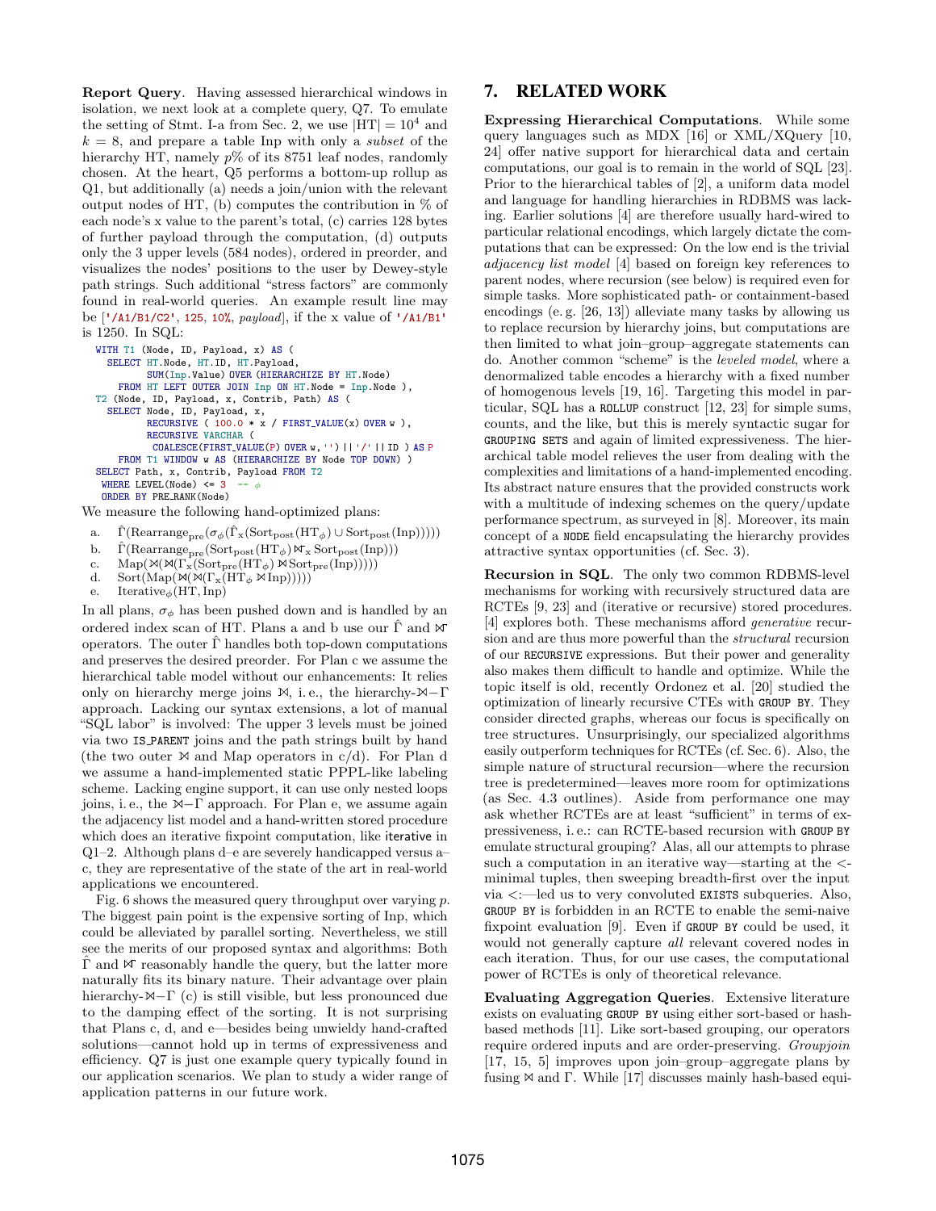**Report Query**. Having assessed hierarchical windows in isolation, we next look at a complete query, Q7. To emulate the setting of Stmt. I-a from Sec. 2, we use $|HT| = 10^4$ and $k = 8$, and prepare a table Inp with only a *subset* of the hierarchy HT, namely $p$% of its 8751 leaf nodes, randomly chosen. At the heart, Q5 performs a bottom-up rollup as Q1, but additionally (a) needs a join/union with the relevant output nodes of HT, (b) computes the contribution in % of each node's x value to the parent's total, (c) carries 128 bytes of further payload through the computation, (d) outputs only the 3 upper levels (584 nodes), ordered in preorder, and visualizes the nodes' positions to the user by Dewey-style path strings. Such additional "stress factors" are commonly found in real-world queries. An example result line may be ['/A1/B1/C2', 125, 10%, *payload*], if the x value of '/A1/B1' is 1250. In SQL:

```
WITH T1 (Node, ID, Payload, x) AS (
  SELECT HT.Node, HT.ID, HT.Payload,
         SUM(Inp.Value) OVER (HIERARCHIZE BY HT.Node)
    FROM HT LEFT OUTER JOIN Inp ON HT.Node = Inp.Node ),
T2 (Node, ID, Payload, x, Contrib, Path) AS (
  SELECT Node, ID, Payload, x,
         RECURSIVE ( 100.0 * x / FIRST_VALUE(x) OVER w ),
         RECURSIVE VARCHAR (
          COALESCE(FIRST_VALUE(P) OVER w, '') || '/' || ID ) AS P
    FROM T1 WINDOW w AS (HIERARCHIZE BY Node TOP DOWN) )
SELECT Path, x, Contrib, Payload FROM T2
 WHERE LEVEL(Node) <= 3  -- φ
 ORDER BY PRE_RANK(Node)
```

We measure the following hand-optimized plans:

a. $\hat{\Gamma}(\text{Rearrange}_{\text{pre}}(\sigma_\phi(\hat{\Gamma}_x(\text{Sort}_{\text{post}}(\text{HT}_\phi) \cup \text{Sort}_{\text{post}}(\text{Inp})))))$
b. $\hat{\Gamma}(\text{Rearrange}_{\text{pre}}(\text{Sort}_{\text{post}}(\text{HT}_\phi) \ltimes\!\!\!\!\!\;\Gamma_x \text{Sort}_{\text{post}}(\text{Inp})))$
c. $\text{Map}(\bowtie(\bowtie(\Gamma_x(\text{Sort}_{\text{pre}}(\text{HT}_\phi) \bowtie \text{Sort}_{\text{pre}}(\text{Inp})))))$
d. $\text{Sort}(\text{Map}(\bowtie(\bowtie(\Gamma_x(\text{HT}_\phi \bowtie \text{Inp})))))$
e. $\text{Iterative}_\phi(\text{HT}, \text{Inp})$

In all plans, $\sigma_\phi$ has been pushed down and is handled by an ordered index scan of HT. Plans a and b use our $\hat{\Gamma}$ and $\ltimes\!\!\!\!\!\;\Gamma$ operators. The outer $\hat{\Gamma}$ handles both top-down computations and preserves the desired preorder. For Plan c we assume the hierarchical table model without our enhancements: It relies only on hierarchy merge joins $\bowtie$, i. e., the hierarchy-$\bowtie$−Γ approach. Lacking our syntax extensions, a lot of manual "SQL labor" is involved: The upper 3 levels must be joined via two IS_PARENT joins and the path strings built by hand (the two outer $\bowtie$ and Map operators in c/d). For Plan d we assume a hand-implemented static PPPL-like labeling scheme. Lacking engine support, it can use only nested loops joins, i. e., the $\bowtie$−Γ approach. For Plan e, we assume again the adjacency list model and a hand-written stored procedure which does an iterative fixpoint computation, like iterative in Q1–2. Although plans d–e are severely handicapped versus a–c, they are representative of the state of the art in real-world applications we encountered.

Fig. 6 shows the measured query throughput over varying $p$. The biggest pain point is the expensive sorting of Inp, which could be alleviated by parallel sorting. Nevertheless, we still see the merits of our proposed syntax and algorithms: Both $\hat{\Gamma}$ and $\ltimes\!\!\!\!\!\;\Gamma$ reasonably handle the query, but the latter more naturally fits its binary nature. Their advantage over plain hierarchy-$\bowtie$−Γ (c) is still visible, but less pronounced due to the damping effect of the sorting. It is not surprising that Plans c, d, and e—besides being unwieldy hand-crafted solutions—cannot hold up in terms of expressiveness and efficiency. Q7 is just one example query typically found in our application scenarios. We plan to study a wider range of application patterns in our future work.

## 7. RELATED WORK

**Expressing Hierarchical Computations**. While some query languages such as MDX [16] or XML/XQuery [10, 24] offer native support for hierarchical data and certain computations, our goal is to remain in the world of SQL [23]. Prior to the hierarchical tables of [2], a uniform data model and language for handling hierarchies in RDBMS was lacking. Earlier solutions [4] are therefore usually hard-wired to particular relational encodings, which largely dictate the computations that can be expressed: On the low end is the trivial *adjacency list model* [4] based on foreign key references to parent nodes, where recursion (see below) is required even for simple tasks. More sophisticated path- or containment-based encodings (e. g. [26, 13]) alleviate many tasks by allowing us to replace recursion by hierarchy joins, but computations are then limited to what join–group–aggregate statements can do. Another common "scheme" is the *leveled model*, where a denormalized table encodes a hierarchy with a fixed number of homogeneous levels [19, 16]. Targeting this model in particular, SQL has a ROLLUP construct [12, 23] for simple sums, counts, and the like, but this is merely syntactic sugar for GROUPING SETS and again of limited expressiveness. The hierarchical table model relieves the user from dealing with the complexities and limitations of a hand-implemented encoding. Its abstract nature ensures that the provided constructs work with a multitude of indexing schemes on the query/update performance spectrum, as surveyed in [8]. Moreover, its main concept of a NODE field encapsulating the hierarchy provides attractive syntax opportunities (cf. Sec. 3).

**Recursion in SQL**. The only two common RDBMS-level mechanisms for working with recursively structured data are RCTEs [9, 23] and (iterative or recursive) stored procedures. [4] explores both. These mechanisms afford *generative* recursion and are thus more powerful than the *structural* recursion of our RECURSIVE expressions. But their power and generality also makes them difficult to handle and optimize. While the topic itself is old, recently Ordonez et al. [20] studied the optimization of linearly recursive CTEs with GROUP BY. They consider directed graphs, whereas our focus is specifically on tree structures. Unsurprisingly, our specialized algorithms easily outperform techniques for RCTEs (cf. Sec. 6). Also, the simple nature of structural recursion—where the recursion tree is predetermined—leaves more room for optimizations (as Sec. 4.3 outlines). Aside from performance one may ask whether RCTEs are at least "sufficient" in terms of expressiveness, i. e.: can RCTE-based recursion with GROUP BY emulate structural grouping? Alas, all our attempts to phrase such a computation in an iterative way—starting at the <-minimal tuples, then sweeping breadth-first over the input via <:—led us to very convoluted EXISTS subqueries. Also, GROUP BY is forbidden in an RCTE to enable the semi-naive fixpoint evaluation [9]. Even if GROUP BY could be used, it would not generally capture *all* relevant covered nodes in each iteration. Thus, for our use cases, the computational power of RCTEs is only of theoretical relevance.

**Evaluating Aggregation Queries**. Extensive literature exists on evaluating GROUP BY using either sort-based or hash-based methods [11]. Like sort-based grouping, our operators require ordered inputs and are order-preserving. *Groupjoin* [17, 15, 5] improves upon join–group–aggregate plans by fusing $\bowtie$ and Γ. While [17] discusses mainly hash-based equi-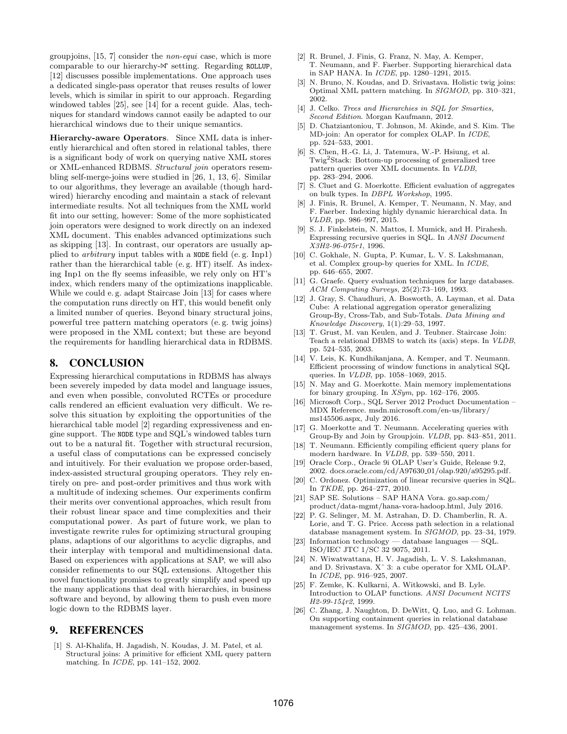groupjoins, [15, 7] consider the *non-equi* case, which is more comparable to our hierarchy-⋈ setting. Regarding ROLLUP, [12] discusses possible implementations. One approach uses a dedicated single-pass operator that reuses results of lower levels, which is similar in spirit to our approach. Regarding windowed tables [25], see [14] for a recent guide. Alas, techniques for standard windows cannot easily be adapted to our hierarchical windows due to their unique semantics.

**Hierarchy-aware Operators**. Since XML data is inherently hierarchical and often stored in relational tables, there is a significant body of work on querying native XML stores or XML-enhanced RDBMS. *Structural join* operators resembling self-merge-joins were studied in [26, 1, 13, 6]. Similar to our algorithms, they leverage an available (though hardwired) hierarchy encoding and maintain a stack of relevant intermediate results. Not all techniques from the XML world fit into our setting, however: Some of the more sophisticated join operators were designed to work directly on an indexed XML document. This enables advanced optimizations such as skipping [13]. In contrast, our operators are usually applied to *arbitrary* input tables with a NODE field (e. g. Inp1) rather than the hierarchical table (e. g. HT) itself. As indexing Inp1 on the fly seems infeasible, we rely only on HT's index, which renders many of the optimizations inapplicable. While we could e. g. adapt Staircase Join [13] for cases where the computation runs directly on HT, this would benefit only a limited number of queries. Beyond binary structural joins, powerful tree pattern matching operators (e. g. twig joins) were proposed in the XML context; but these are beyond the requirements for handling hierarchical data in RDBMS.

## 8. CONCLUSION

Expressing hierarchical computations in RDBMS has always been severely impeded by data model and language issues, and even when possible, convoluted RCTEs or procedure calls rendered an efficient evaluation very difficult. We resolve this situation by exploiting the opportunities of the hierarchical table model [2] regarding expressiveness and engine support. The NODE type and SQL's windowed tables turn out to be a natural fit. Together with structural recursion, a useful class of computations can be expressed concisely and intuitively. For their evaluation we propose order-based, index-assisted structural grouping operators. They rely entirely on pre- and post-order primitives and thus work with a multitude of indexing schemes. Our experiments confirm their merits over conventional approaches, which result from their robust linear space and time complexities and their computational power. As part of future work, we plan to investigate rewrite rules for optimizing structural grouping plans, adaptions of our algorithms to acyclic digraphs, and their interplay with temporal and multidimensional data. Based on experiences with applications at SAP, we will also consider refinements to our SQL extensions. Altogether this novel functionality promises to greatly simplify and speed up the many applications that deal with hierarchies, in business software and beyond, by allowing them to push even more logic down to the RDBMS layer.

## 9. REFERENCES

[1] S. Al-Khalifa, H. Jagadish, N. Koudas, J. M. Patel, et al. Structural joins: A primitive for efficient XML query pattern matching. In *ICDE*, pp. 141–152, 2002.

[2] R. Brunel, J. Finis, G. Franz, N. May, A. Kemper, T. Neumann, and F. Faerber. Supporting hierarchical data in SAP HANA. In *ICDE*, pp. 1280–1291, 2015.

[3] N. Bruno, N. Koudas, and D. Srivastava. Holistic twig joins: Optimal XML pattern matching. In *SIGMOD*, pp. 310–321, 2002.

[4] J. Celko. *Trees and Hierarchies in SQL for Smarties, Second Edition*. Morgan Kaufmann, 2012.

[5] D. Chatziantoniou, T. Johnson, M. Akinde, and S. Kim. The MD-join: An operator for complex OLAP. In *ICDE*, pp. 524–533, 2001.

[6] S. Chen, H.-G. Li, J. Tatemura, W.-P. Hsiung, et al. Twig$^2$Stack: Bottom-up processing of generalized tree pattern queries over XML documents. In *VLDB*, pp. 283–294, 2006.

[7] S. Cluet and G. Moerkotte. Efficient evaluation of aggregates on bulk types. In *DBPL Workshop*, 1995.

[8] J. Finis, R. Brunel, A. Kemper, T. Neumann, N. May, and F. Faerber. Indexing highly dynamic hierarchical data. In *VLDB*, pp. 986–997, 2015.

[9] S. J. Finkelstein, N. Mattos, I. Mumick, and H. Pirahesh. Expressing recursive queries in SQL. In *ANSI Document X3H2-96-075r1*, 1996.

[10] C. Gokhale, N. Gupta, P. Kumar, L. V. S. Lakshmanan, et al. Complex group-by queries for XML. In *ICDE*, pp. 646–655, 2007.

[11] G. Graefe. Query evaluation techniques for large databases. *ACM Computing Surveys*, 25(2):73–169, 1993.

[12] J. Gray, S. Chaudhuri, A. Bosworth, A. Layman, et al. Data Cube: A relational aggregation operator generalizing Group-By, Cross-Tab, and Sub-Totals. *Data Mining and Knowledge Discovery*, 1(1):29–53, 1997.

[13] T. Grust, M. van Keulen, and J. Teubner. Staircase Join: Teach a relational DBMS to watch its (axis) steps. In *VLDB*, pp. 524–535, 2003.

[14] V. Leis, K. Kundhikanjana, A. Kemper, and T. Neumann. Efficient processing of window functions in analytical SQL queries. In *VLDB*, pp. 1058–1069, 2015.

[15] N. May and G. Moerkotte. Main memory implementations for binary grouping. In *XSym*, pp. 162–176, 2005.

[16] Microsoft Corp., SQL Server 2012 Product Documentation – MDX Reference. msdn.microsoft.com/en-us/library/ms145506.aspx, July 2016.

[17] G. Moerkotte and T. Neumann. Accelerating queries with Group-By and Join by Groupjoin. *VLDB*, pp. 843–851, 2011.

[18] T. Neumann. Efficiently compiling efficient query plans for modern hardware. In *VLDB*, pp. 539–550, 2011.

[19] Oracle Corp., Oracle 9i OLAP User's Guide, Release 9.2, 2002. docs.oracle.com/cd/A97630_01/olap.920/a95295.pdf.

[20] C. Ordonez. Optimization of linear recursive queries in SQL. In *TKDE*, pp. 264–277, 2010.

[21] SAP SE. Solutions – SAP HANA Vora. go.sap.com/product/data-mgmt/hana-vora-hadoop.html, July 2016.

[22] P. G. Selinger, M. M. Astrahan, D. D. Chamberlin, R. A. Lorie, and T. G. Price. Access path selection in a relational database management system. In *SIGMOD*, pp. 23–34, 1979.

[23] Information technology — database languages — SQL. ISO/IEC JTC 1/SC 32 9075, 2011.

[24] N. Wiwatwattana, H. V. Jagadish, L. V. S. Lakshmanan, and D. Srivastava. Xˆ3: a cube operator for XML OLAP. In *ICDE*, pp. 916–925, 2007.

[25] F. Zemke, K. Kulkarni, A. Witkowski, and B. Lyle. Introduction to OLAP functions. *ANSI Document NCITS H2-99-154r2*, 1999.

[26] C. Zhang, J. Naughton, D. DeWitt, Q. Luo, and G. Lohman. On supporting containment queries in relational database management systems. In *SIGMOD*, pp. 425–436, 2001.